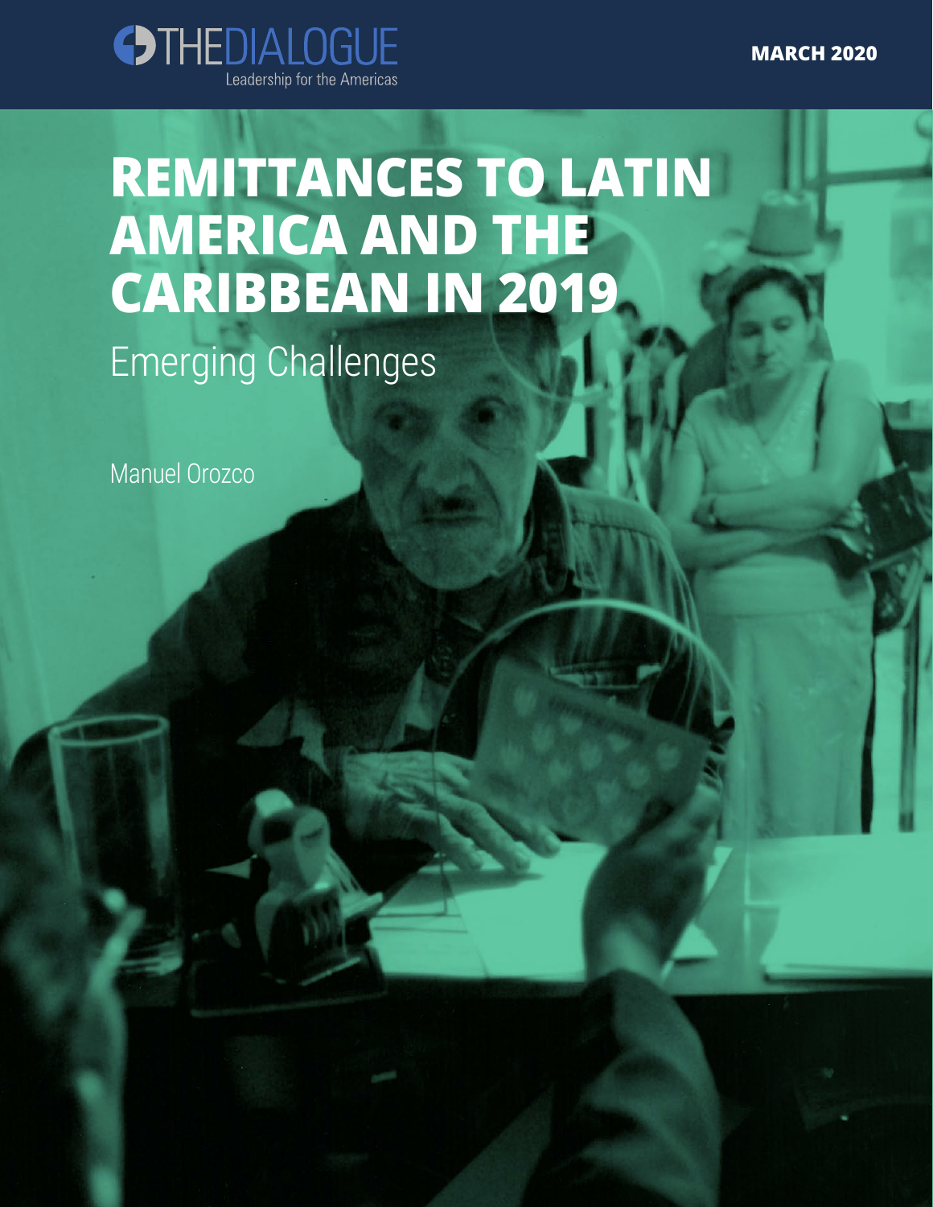THE DIALOGUE

Leadership for the Americas

MARCH 2020

# REMITTANCES TO LATIN AMERICA AND THE CARIBBEAN IN 2019

## Emerging Challenges

Manuel Orozco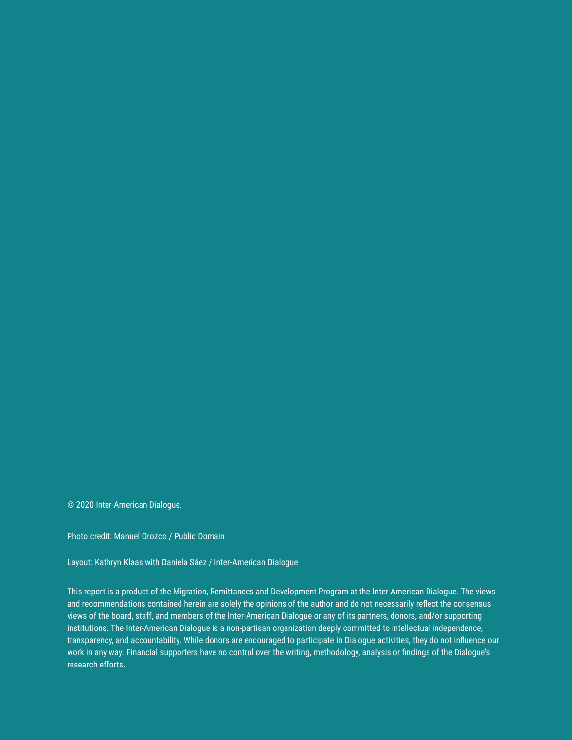© 2020 Inter-American Dialogue.

Photo credit: Manuel Orozco / Public Domain

Layout: Kathryn Klaas with Daniela Sáez / Inter-American Dialogue

This report is a product of the Migration, Remittances and Development Program at the Inter-American Dialogue. The views and recommendations contained herein are solely the opinions of the author and do not necessarily reflect the consensus views of the board, staff, and members of the Inter-American Dialogue or any of its partners, donors, and/or supporting institutions. The Inter-American Dialogue is a non-partisan organization deeply committed to intellectual independence, transparency, and accountability. While donors are encouraged to participate in Dialogue activities, they do not influence our work in any way. Financial supporters have no control over the writing, methodology, analysis or findings of the Dialogue's research efforts.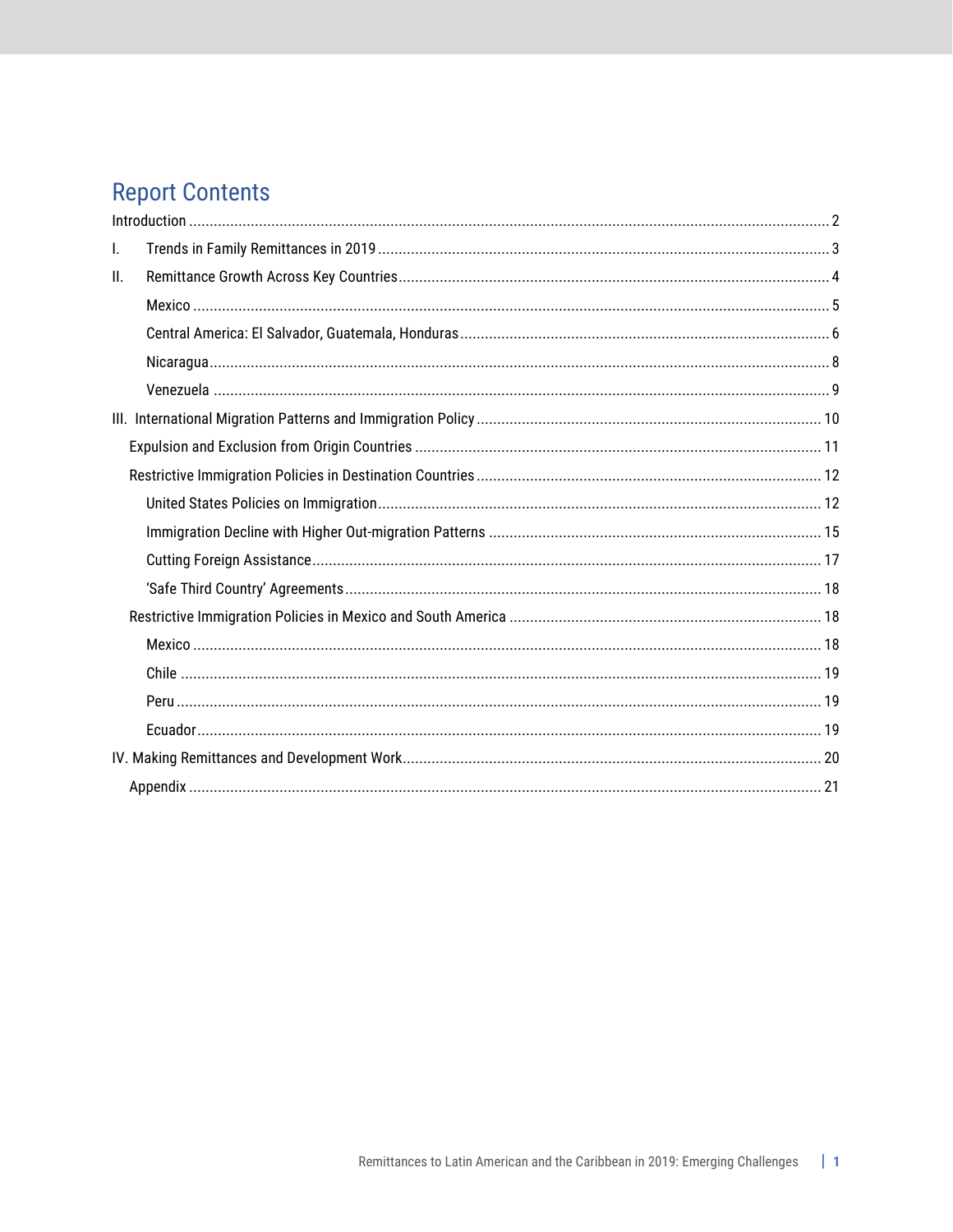# Report Contents

Introduction ........ 2

I. Trends in Family Remittances in 2019 ........ 3

II. Remittance Growth Across Key Countries ........ 4

- Mexico ........ 5
- Central America: El Salvador, Guatemala, Honduras ........ 6
- Nicaragua ........ 8
- Venezuela ........ 9

III. International Migration Patterns and Immigration Policy ........ 10

- Expulsion and Exclusion from Origin Countries ........ 11
- Restrictive Immigration Policies in Destination Countries ........ 12
  - United States Policies on Immigration ........ 12
  - Immigration Decline with Higher Out-migration Patterns ........ 15
  - Cutting Foreign Assistance ........ 17
  - 'Safe Third Country' Agreements ........ 18
- Restrictive Immigration Policies in Mexico and South America ........ 18
  - Mexico ........ 18
  - Chile ........ 19
  - Peru ........ 19
  - Ecuador ........ 19

IV. Making Remittances and Development Work ........ 20

- Appendix ........ 21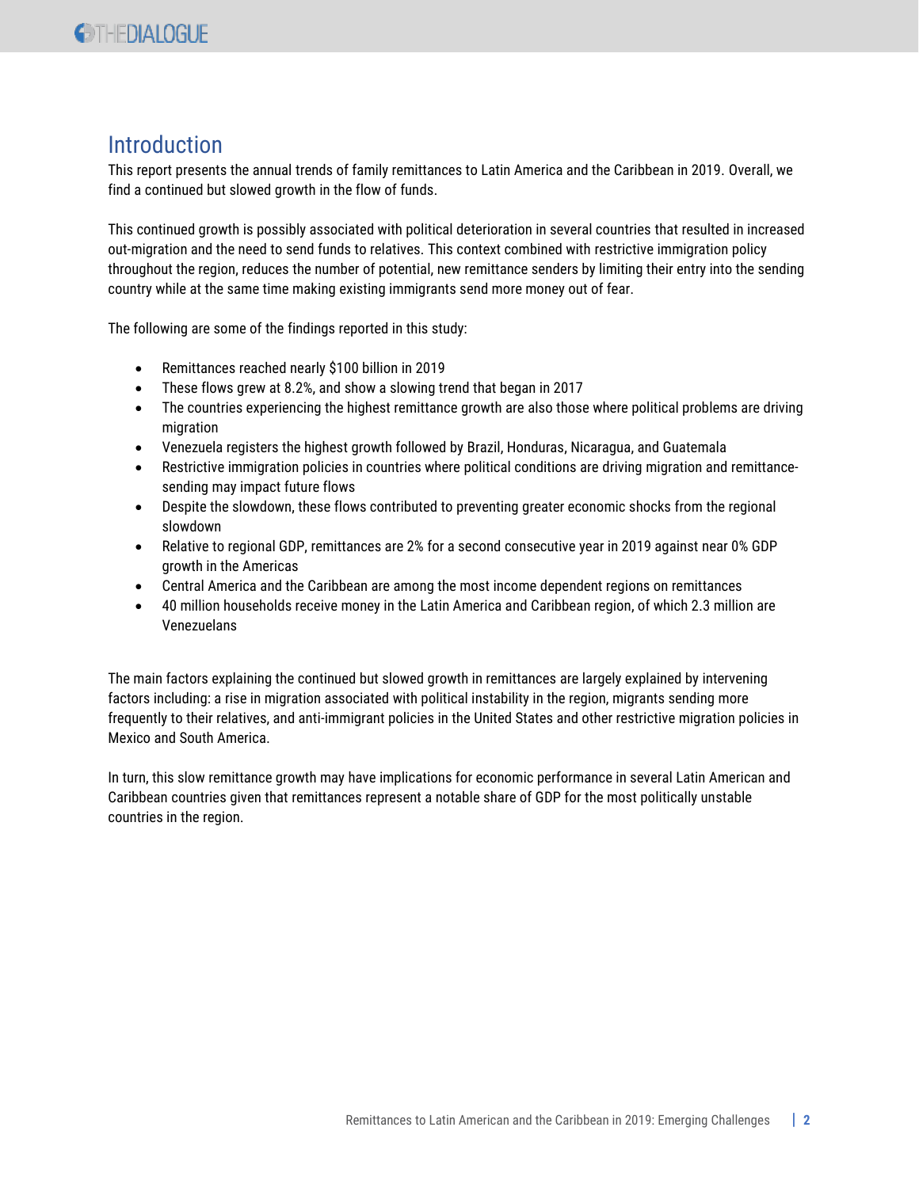## Introduction

This report presents the annual trends of family remittances to Latin America and the Caribbean in 2019. Overall, we find a continued but slowed growth in the flow of funds.

This continued growth is possibly associated with political deterioration in several countries that resulted in increased out-migration and the need to send funds to relatives. This context combined with restrictive immigration policy throughout the region, reduces the number of potential, new remittance senders by limiting their entry into the sending country while at the same time making existing immigrants send more money out of fear.

The following are some of the findings reported in this study:

- Remittances reached nearly $100 billion in 2019
- These flows grew at 8.2%, and show a slowing trend that began in 2017
- The countries experiencing the highest remittance growth are also those where political problems are driving migration
- Venezuela registers the highest growth followed by Brazil, Honduras, Nicaragua, and Guatemala
- Restrictive immigration policies in countries where political conditions are driving migration and remittance-sending may impact future flows
- Despite the slowdown, these flows contributed to preventing greater economic shocks from the regional slowdown
- Relative to regional GDP, remittances are 2% for a second consecutive year in 2019 against near 0% GDP growth in the Americas
- Central America and the Caribbean are among the most income dependent regions on remittances
- 40 million households receive money in the Latin America and Caribbean region, of which 2.3 million are Venezuelans

The main factors explaining the continued but slowed growth in remittances are largely explained by intervening factors including: a rise in migration associated with political instability in the region, migrants sending more frequently to their relatives, and anti-immigrant policies in the United States and other restrictive migration policies in Mexico and South America.

In turn, this slow remittance growth may have implications for economic performance in several Latin American and Caribbean countries given that remittances represent a notable share of GDP for the most politically unstable countries in the region.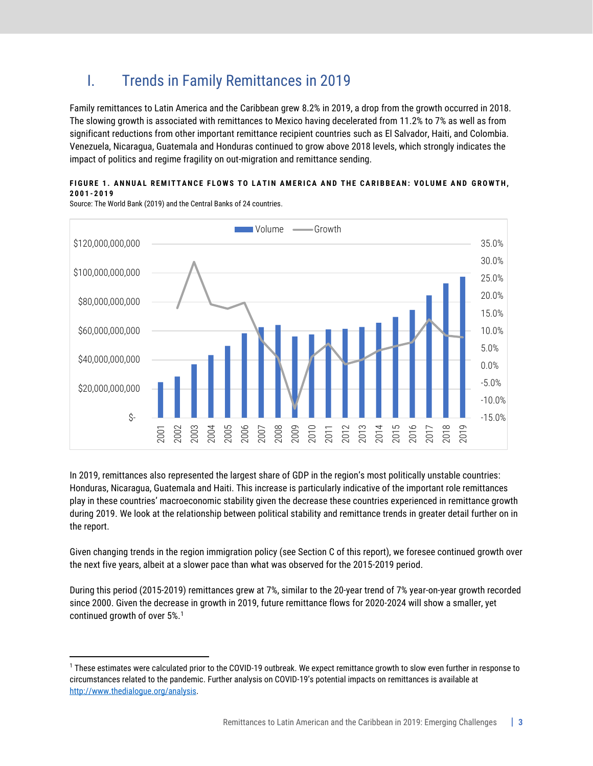# I. Trends in Family Remittances in 2019

Family remittances to Latin America and the Caribbean grew 8.2% in 2019, a drop from the growth occurred in 2018. The slowing growth is associated with remittances to Mexico having decelerated from 11.2% to 7% as well as from significant reductions from other important remittance recipient countries such as El Salvador, Haiti, and Colombia. Venezuela, Nicaragua, Guatemala and Honduras continued to grow above 2018 levels, which strongly indicates the impact of politics and regime fragility on out-migration and remittance sending.

**FIGURE 1. ANNUAL REMITTANCE FLOWS TO LATIN AMERICA AND THE CARIBBEAN: VOLUME AND GROWTH, 2001-2019**

Source: The World Bank (2019) and the Central Banks of 24 countries.

In 2019, remittances also represented the largest share of GDP in the region's most politically unstable countries: Honduras, Nicaragua, Guatemala and Haiti. This increase is particularly indicative of the important role remittances play in these countries' macroeconomic stability given the decrease these countries experienced in remittance growth during 2019. We look at the relationship between political stability and remittance trends in greater detail further on in the report.

Given changing trends in the region immigration policy (see Section C of this report), we foresee continued growth over the next five years, albeit at a slower pace than what was observed for the 2015-2019 period.

During this period (2015-2019) remittances grew at 7%, similar to the 20-year trend of 7% year-on-year growth recorded since 2000. Given the decrease in growth in 2019, future remittance flows for 2020-2024 will show a smaller, yet continued growth of over 5%.[1]

---

[1] These estimates were calculated prior to the COVID-19 outbreak. We expect remittance growth to slow even further in response to circumstances related to the pandemic. Further analysis on COVID-19's potential impacts on remittances is available at http://www.thedialogue.org/analysis.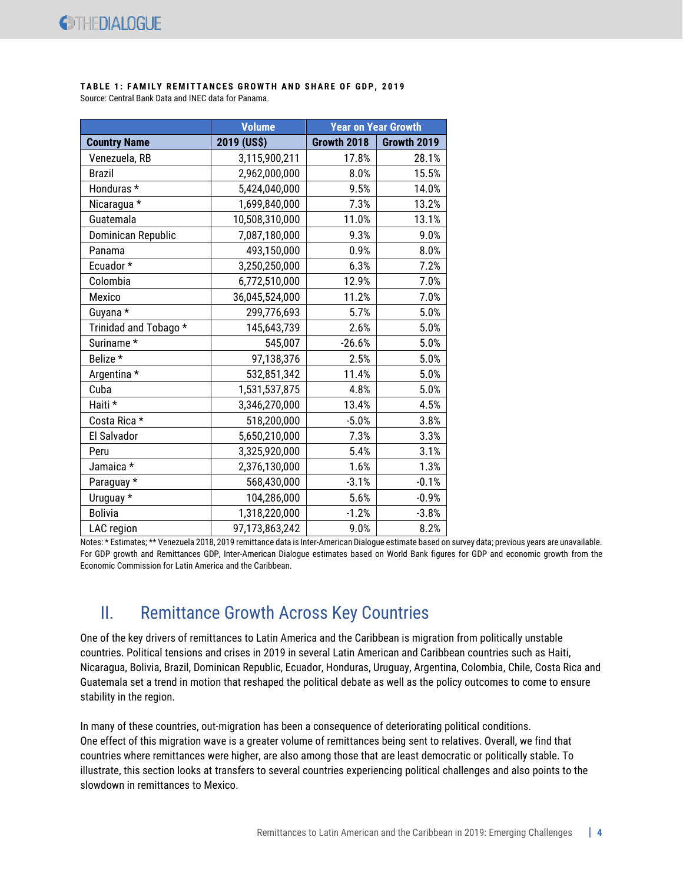**TABLE 1: FAMILY REMITTANCES GROWTH AND SHARE OF GDP, 2019**

Source: Central Bank Data and INEC data for Panama.

| | Volume | Year on Year Growth | |
|---|---|---|---|
| **Country Name** | **2019 (US$)** | **Growth 2018** | **Growth 2019** |
| Venezuela, RB | 3,115,900,211 | 17.8% | 28.1% |
| Brazil | 2,962,000,000 | 8.0% | 15.5% |
| Honduras * | 5,424,040,000 | 9.5% | 14.0% |
| Nicaragua * | 1,699,840,000 | 7.3% | 13.2% |
| Guatemala | 10,508,310,000 | 11.0% | 13.1% |
| Dominican Republic | 7,087,180,000 | 9.3% | 9.0% |
| Panama | 493,150,000 | 0.9% | 8.0% |
| Ecuador * | 3,250,250,000 | 6.3% | 7.2% |
| Colombia | 6,772,510,000 | 12.9% | 7.0% |
| Mexico | 36,045,524,000 | 11.2% | 7.0% |
| Guyana * | 299,776,693 | 5.7% | 5.0% |
| Trinidad and Tobago * | 145,643,739 | 2.6% | 5.0% |
| Suriname * | 545,007 | -26.6% | 5.0% |
| Belize * | 97,138,376 | 2.5% | 5.0% |
| Argentina * | 532,851,342 | 11.4% | 5.0% |
| Cuba | 1,531,537,875 | 4.8% | 5.0% |
| Haiti * | 3,346,270,000 | 13.4% | 4.5% |
| Costa Rica * | 518,200,000 | -5.0% | 3.8% |
| El Salvador | 5,650,210,000 | 7.3% | 3.3% |
| Peru | 3,325,920,000 | 5.4% | 3.1% |
| Jamaica * | 2,376,130,000 | 1.6% | 1.3% |
| Paraguay * | 568,430,000 | -3.1% | -0.1% |
| Uruguay * | 104,286,000 | 5.6% | -0.9% |
| Bolivia | 1,318,220,000 | -1.2% | -3.8% |
| LAC region | 97,173,863,242 | 9.0% | 8.2% |

Notes: * Estimates; ** Venezuela 2018, 2019 remittance data is Inter-American Dialogue estimate based on survey data; previous years are unavailable. For GDP growth and Remittances GDP, Inter-American Dialogue estimates based on World Bank figures for GDP and economic growth from the Economic Commission for Latin America and the Caribbean.

## II. Remittance Growth Across Key Countries

One of the key drivers of remittances to Latin America and the Caribbean is migration from politically unstable countries. Political tensions and crises in 2019 in several Latin American and Caribbean countries such as Haiti, Nicaragua, Bolivia, Brazil, Dominican Republic, Ecuador, Honduras, Uruguay, Argentina, Colombia, Chile, Costa Rica and Guatemala set a trend in motion that reshaped the political debate as well as the policy outcomes to come to ensure stability in the region.

In many of these countries, out-migration has been a consequence of deteriorating political conditions. One effect of this migration wave is a greater volume of remittances being sent to relatives. Overall, we find that countries where remittances were higher, are also among those that are least democratic or politically stable. To illustrate, this section looks at transfers to several countries experiencing political challenges and also points to the slowdown in remittances to Mexico.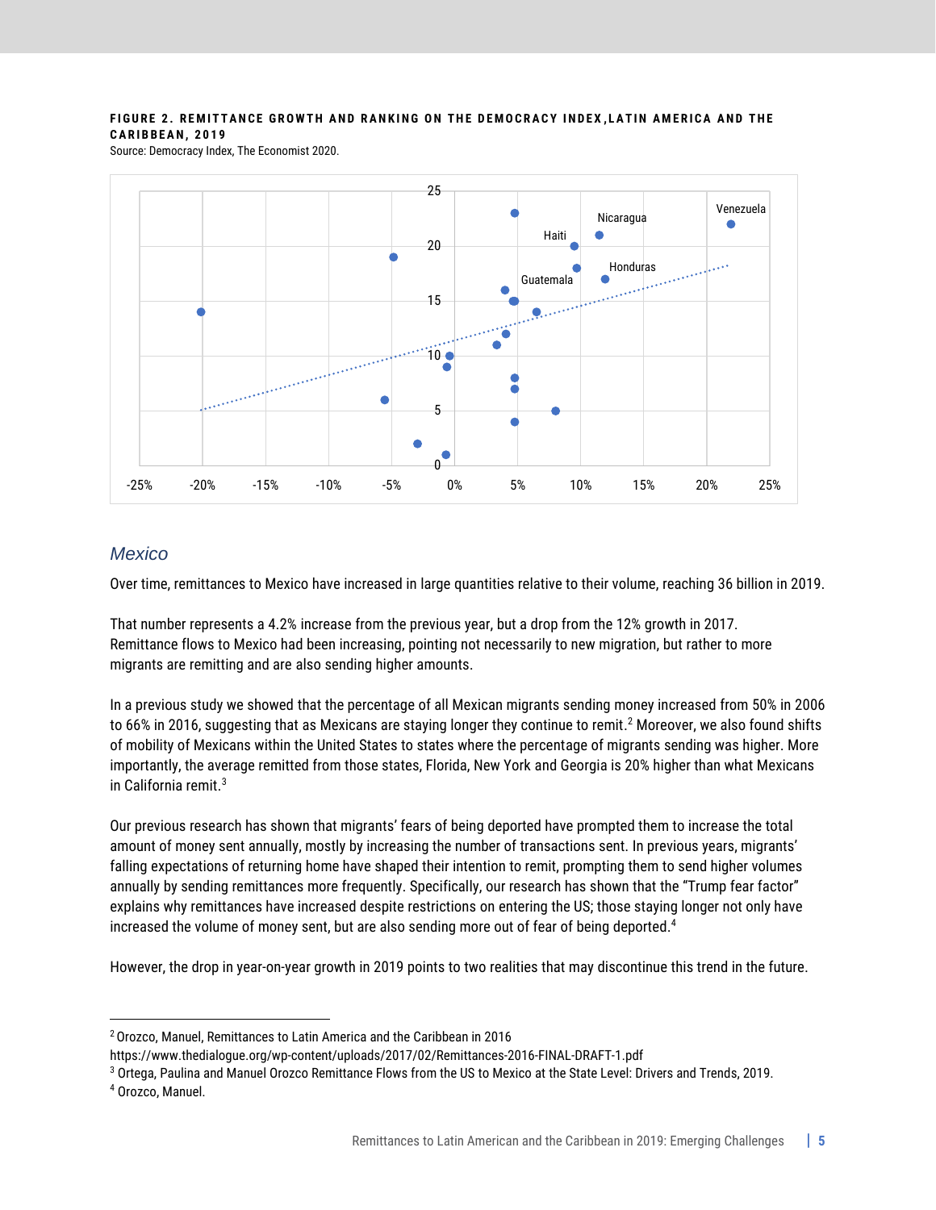**FIGURE 2. REMITTANCE GROWTH AND RANKING ON THE DEMOCRACY INDEX, LATIN AMERICA AND THE CARIBBEAN, 2019**

Source: Democracy Index, The Economist 2020.

### Mexico

Over time, remittances to Mexico have increased in large quantities relative to their volume, reaching 36 billion in 2019.

That number represents a 4.2% increase from the previous year, but a drop from the 12% growth in 2017. Remittance flows to Mexico had been increasing, pointing not necessarily to new migration, but rather to more migrants are remitting and are also sending higher amounts.

In a previous study we showed that the percentage of all Mexican migrants sending money increased from 50% in 2006 to 66% in 2016, suggesting that as Mexicans are staying longer they continue to remit.[2] Moreover, we also found shifts of mobility of Mexicans within the United States to states where the percentage of migrants sending was higher. More importantly, the average remitted from those states, Florida, New York and Georgia is 20% higher than what Mexicans in California remit.[3]

Our previous research has shown that migrants' fears of being deported have prompted them to increase the total amount of money sent annually, mostly by increasing the number of transactions sent. In previous years, migrants' falling expectations of returning home have shaped their intention to remit, prompting them to send higher volumes annually by sending remittances more frequently. Specifically, our research has shown that the "Trump fear factor" explains why remittances have increased despite restrictions on entering the US; those staying longer not only have increased the volume of money sent, but are also sending more out of fear of being deported.[4]

However, the drop in year-on-year growth in 2019 points to two realities that may discontinue this trend in the future.

---

[2] Orozco, Manuel, Remittances to Latin America and the Caribbean in 2016 https://www.thedialogue.org/wp-content/uploads/2017/02/Remittances-2016-FINAL-DRAFT-1.pdf

[3] Ortega, Paulina and Manuel Orozco Remittance Flows from the US to Mexico at the State Level: Drivers and Trends, 2019.

[4] Orozco, Manuel.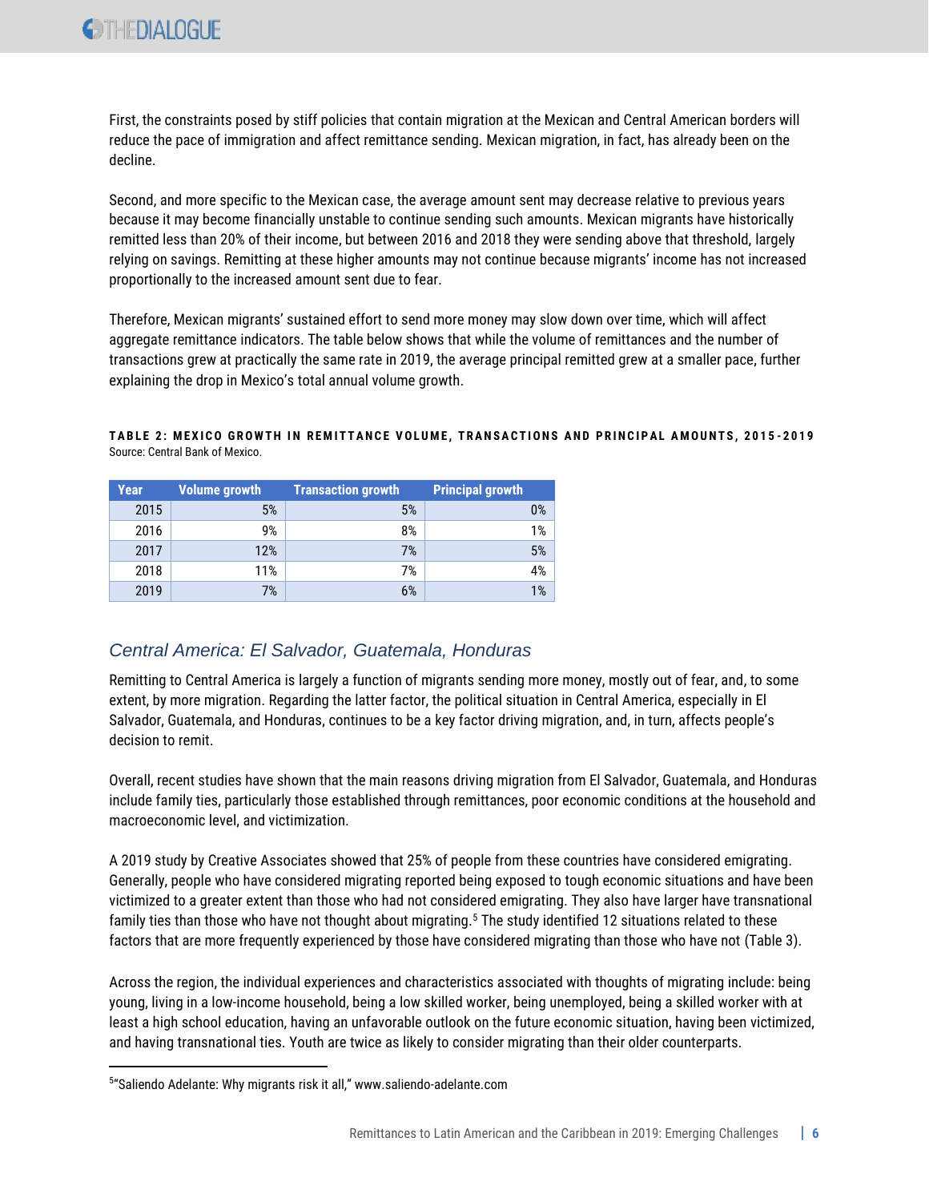First, the constraints posed by stiff policies that contain migration at the Mexican and Central American borders will reduce the pace of immigration and affect remittance sending. Mexican migration, in fact, has already been on the decline.

Second, and more specific to the Mexican case, the average amount sent may decrease relative to previous years because it may become financially unstable to continue sending such amounts. Mexican migrants have historically remitted less than 20% of their income, but between 2016 and 2018 they were sending above that threshold, largely relying on savings. Remitting at these higher amounts may not continue because migrants' income has not increased proportionally to the increased amount sent due to fear.

Therefore, Mexican migrants' sustained effort to send more money may slow down over time, which will affect aggregate remittance indicators. The table below shows that while the volume of remittances and the number of transactions grew at practically the same rate in 2019, the average principal remitted grew at a smaller pace, further explaining the drop in Mexico's total annual volume growth.

**TABLE 2: MEXICO GROWTH IN REMITTANCE VOLUME, TRANSACTIONS AND PRINCIPAL AMOUNTS, 2015-2019**
Source: Central Bank of Mexico.

| Year | Volume growth | Transaction growth | Principal growth |
|---|---|---|---|
| 2015 | 5% | 5% | 0% |
| 2016 | 9% | 8% | 1% |
| 2017 | 12% | 7% | 5% |
| 2018 | 11% | 7% | 4% |
| 2019 | 7% | 6% | 1% |

## *Central America: El Salvador, Guatemala, Honduras*

Remitting to Central America is largely a function of migrants sending more money, mostly out of fear, and, to some extent, by more migration. Regarding the latter factor, the political situation in Central America, especially in El Salvador, Guatemala, and Honduras, continues to be a key factor driving migration, and, in turn, affects people's decision to remit.

Overall, recent studies have shown that the main reasons driving migration from El Salvador, Guatemala, and Honduras include family ties, particularly those established through remittances, poor economic conditions at the household and macroeconomic level, and victimization.

A 2019 study by Creative Associates showed that 25% of people from these countries have considered emigrating. Generally, people who have considered migrating reported being exposed to tough economic situations and have been victimized to a greater extent than those who had not considered emigrating. They also have larger have transnational family ties than those who have not thought about migrating.[5] The study identified 12 situations related to these factors that are more frequently experienced by those have considered migrating than those who have not (Table 3).

Across the region, the individual experiences and characteristics associated with thoughts of migrating include: being young, living in a low-income household, being a low skilled worker, being unemployed, being a skilled worker with at least a high school education, having an unfavorable outlook on the future economic situation, having been victimized, and having transnational ties. Youth are twice as likely to consider migrating than their older counterparts.

[5] "Saliendo Adelante: Why migrants risk it all," www.saliendo-adelante.com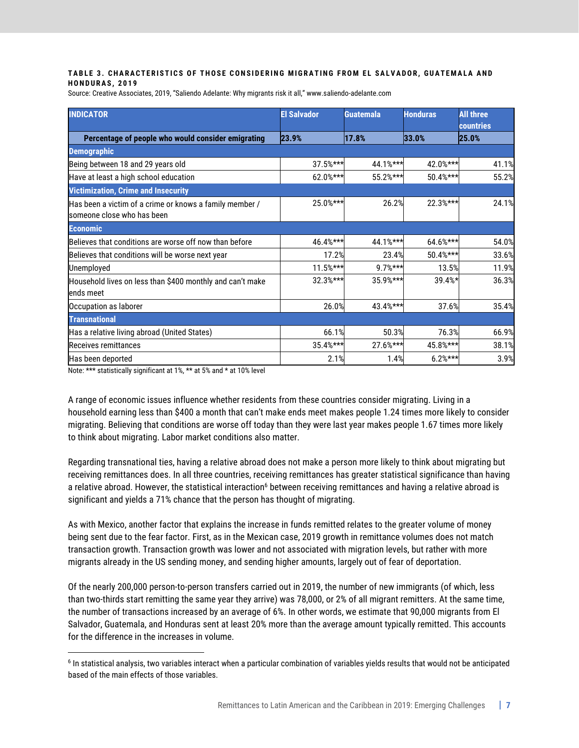**TABLE 3. CHARACTERISTICS OF THOSE CONSIDERING MIGRATING FROM EL SALVADOR, GUATEMALA AND HONDURAS, 2019**

Source: Creative Associates, 2019, "Saliendo Adelante: Why migrants risk it all," www.saliendo-adelante.com

| INDICATOR | El Salvador | Guatemala | Honduras | All three countries |
|---|---|---|---|---|
| **Percentage of people who would consider emigrating** | **23.9%** | **17.8%** | **33.0%** | **25.0%** |
| **Demographic** | | | | |
| Being between 18 and 29 years old | 37.5%*** | 44.1%*** | 42.0%*** | 41.1% |
| Have at least a high school education | 62.0%*** | 55.2%*** | 50.4%*** | 55.2% |
| **Victimization, Crime and Insecurity** | | | | |
| Has been a victim of a crime or knows a family member / someone close who has been | 25.0%*** | 26.2% | 22.3%*** | 24.1% |
| **Economic** | | | | |
| Believes that conditions are worse off now than before | 46.4%*** | 44.1%*** | 64.6%*** | 54.0% |
| Believes that conditions will be worse next year | 17.2% | 23.4% | 50.4%*** | 33.6% |
| Unemployed | 11.5%*** | 9.7%*** | 13.5% | 11.9% |
| Household lives on less than $400 monthly and can't make ends meet | 32.3%*** | 35.9%*** | 39.4%* | 36.3% |
| Occupation as laborer | 26.0% | 43.4%*** | 37.6% | 35.4% |
| **Transnational** | | | | |
| Has a relative living abroad (United States) | 66.1% | 50.3% | 76.3% | 66.9% |
| Receives remittances | 35.4%*** | 27.6%*** | 45.8%*** | 38.1% |
| Has been deported | 2.1% | 1.4% | 6.2%*** | 3.9% |

Note: *** statistically significant at 1%, ** at 5% and * at 10% level

A range of economic issues influence whether residents from these countries consider migrating. Living in a household earning less than $400 a month that can't make ends meet makes people 1.24 times more likely to consider migrating. Believing that conditions are worse off today than they were last year makes people 1.67 times more likely to think about migrating. Labor market conditions also matter.

Regarding transnational ties, having a relative abroad does not make a person more likely to think about migrating but receiving remittances does. In all three countries, receiving remittances has greater statistical significance than having a relative abroad. However, the statistical interaction[6] between receiving remittances and having a relative abroad is significant and yields a 71% chance that the person has thought of migrating.

As with Mexico, another factor that explains the increase in funds remitted relates to the greater volume of money being sent due to the fear factor. First, as in the Mexican case, 2019 growth in remittance volumes does not match transaction growth. Transaction growth was lower and not associated with migration levels, but rather with more migrants already in the US sending money, and sending higher amounts, largely out of fear of deportation.

Of the nearly 200,000 person-to-person transfers carried out in 2019, the number of new immigrants (of which, less than two-thirds start remitting the same year they arrive) was 78,000, or 2% of all migrant remitters. At the same time, the number of transactions increased by an average of 6%. In other words, we estimate that 90,000 migrants from El Salvador, Guatemala, and Honduras sent at least 20% more than the average amount typically remitted. This accounts for the difference in the increases in volume.

[6] In statistical analysis, two variables interact when a particular combination of variables yields results that would not be anticipated based of the main effects of those variables.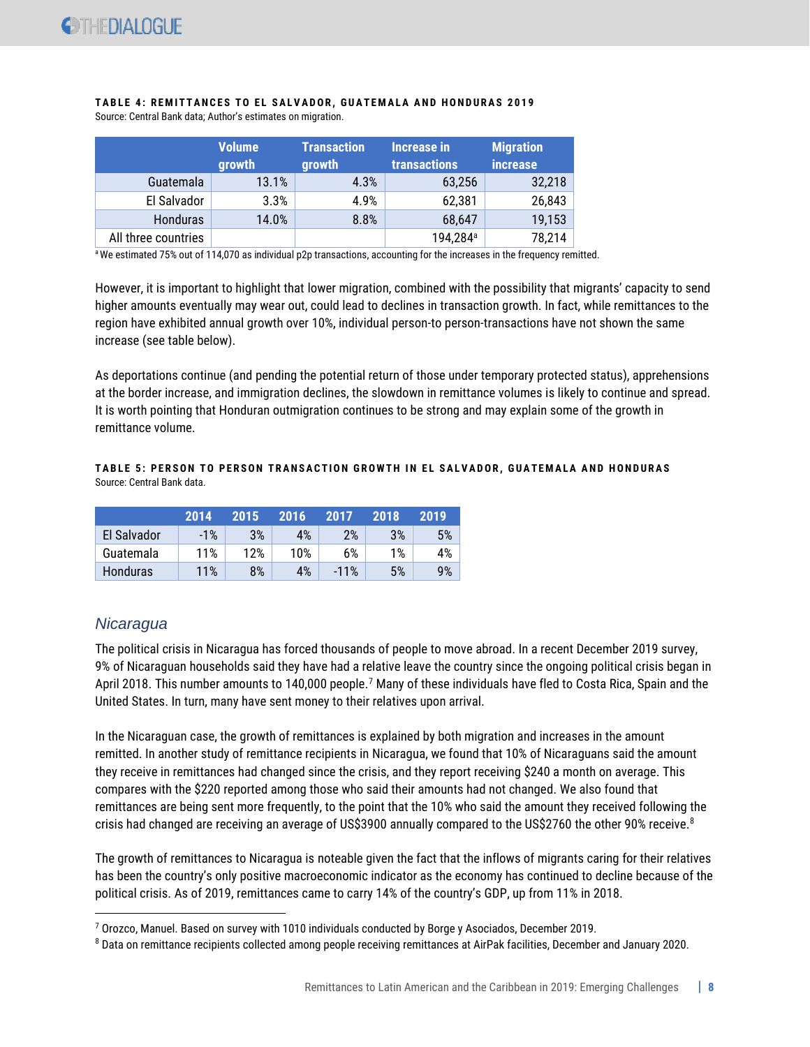**TABLE 4: REMITTANCES TO EL SALVADOR, GUATEMALA AND HONDURAS 2019**
Source: Central Bank data; Author's estimates on migration.

| | Volume growth | Transaction growth | Increase in transactions | Migration increase |
|---|---|---|---|---|
| Guatemala | 13.1% | 4.3% | 63,256 | 32,218 |
| El Salvador | 3.3% | 4.9% | 62,381 | 26,843 |
| Honduras | 14.0% | 8.8% | 68,647 | 19,153 |
| All three countries | | | 194,284[a] | 78,214 |

[a] We estimated 75% out of 114,070 as individual p2p transactions, accounting for the increases in the frequency remitted.

However, it is important to highlight that lower migration, combined with the possibility that migrants' capacity to send higher amounts eventually may wear out, could lead to declines in transaction growth. In fact, while remittances to the region have exhibited annual growth over 10%, individual person-to person-transactions have not shown the same increase (see table below).

As deportations continue (and pending the potential return of those under temporary protected status), apprehensions at the border increase, and immigration declines, the slowdown in remittance volumes is likely to continue and spread. It is worth pointing that Honduran outmigration continues to be strong and may explain some of the growth in remittance volume.

**TABLE 5: PERSON TO PERSON TRANSACTION GROWTH IN EL SALVADOR, GUATEMALA AND HONDURAS**
Source: Central Bank data.

| | 2014 | 2015 | 2016 | 2017 | 2018 | 2019 |
|---|---|---|---|---|---|---|
| El Salvador | -1% | 3% | 4% | 2% | 3% | 5% |
| Guatemala | 11% | 12% | 10% | 6% | 1% | 4% |
| Honduras | 11% | 8% | 4% | -11% | 5% | 9% |

## *Nicaragua*

The political crisis in Nicaragua has forced thousands of people to move abroad. In a recent December 2019 survey, 9% of Nicaraguan households said they have had a relative leave the country since the ongoing political crisis began in April 2018. This number amounts to 140,000 people.[7] Many of these individuals have fled to Costa Rica, Spain and the United States. In turn, many have sent money to their relatives upon arrival.

In the Nicaraguan case, the growth of remittances is explained by both migration and increases in the amount remitted. In another study of remittance recipients in Nicaragua, we found that 10% of Nicaraguans said the amount they receive in remittances had changed since the crisis, and they report receiving $240 a month on average. This compares with the $220 reported among those who said their amounts had not changed. We also found that remittances are being sent more frequently, to the point that the 10% who said the amount they received following the crisis had changed are receiving an average of US$3900 annually compared to the US$2760 the other 90% receive.[8]

The growth of remittances to Nicaragua is noteable given the fact that the inflows of migrants caring for their relatives has been the country's only positive macroeconomic indicator as the economy has continued to decline because of the political crisis. As of 2019, remittances came to carry 14% of the country's GDP, up from 11% in 2018.

[7] Orozco, Manuel. Based on survey with 1010 individuals conducted by Borge y Asociados, December 2019.

[8] Data on remittance recipients collected among people receiving remittances at AirPak facilities, December and January 2020.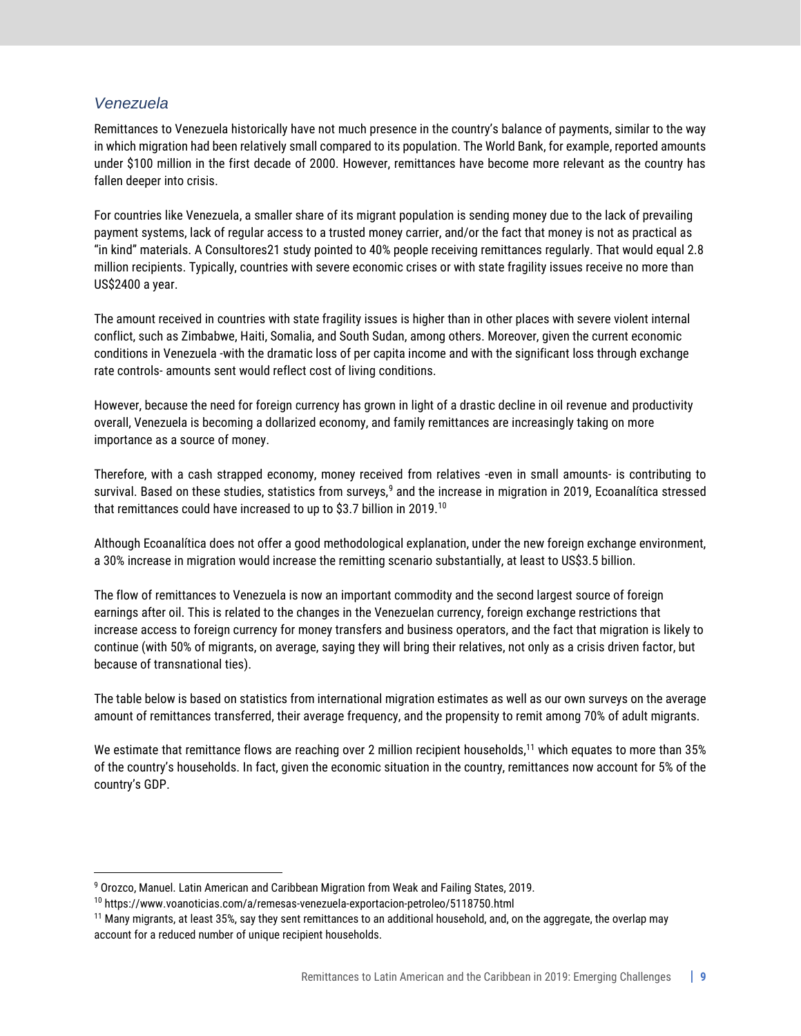## *Venezuela*

Remittances to Venezuela historically have not much presence in the country's balance of payments, similar to the way in which migration had been relatively small compared to its population. The World Bank, for example, reported amounts under $100 million in the first decade of 2000. However, remittances have become more relevant as the country has fallen deeper into crisis.

For countries like Venezuela, a smaller share of its migrant population is sending money due to the lack of prevailing payment systems, lack of regular access to a trusted money carrier, and/or the fact that money is not as practical as "in kind" materials. A Consultores21 study pointed to 40% people receiving remittances regularly. That would equal 2.8 million recipients. Typically, countries with severe economic crises or with state fragility issues receive no more than US$2400 a year.

The amount received in countries with state fragility issues is higher than in other places with severe violent internal conflict, such as Zimbabwe, Haiti, Somalia, and South Sudan, among others. Moreover, given the current economic conditions in Venezuela -with the dramatic loss of per capita income and with the significant loss through exchange rate controls- amounts sent would reflect cost of living conditions.

However, because the need for foreign currency has grown in light of a drastic decline in oil revenue and productivity overall, Venezuela is becoming a dollarized economy, and family remittances are increasingly taking on more importance as a source of money.

Therefore, with a cash strapped economy, money received from relatives -even in small amounts- is contributing to survival. Based on these studies, statistics from surveys,[9] and the increase in migration in 2019, Ecoanalítica stressed that remittances could have increased to up to $3.7 billion in 2019.[10]

Although Ecoanalítica does not offer a good methodological explanation, under the new foreign exchange environment, a 30% increase in migration would increase the remitting scenario substantially, at least to US$3.5 billion.

The flow of remittances to Venezuela is now an important commodity and the second largest source of foreign earnings after oil. This is related to the changes in the Venezuelan currency, foreign exchange restrictions that increase access to foreign currency for money transfers and business operators, and the fact that migration is likely to continue (with 50% of migrants, on average, saying they will bring their relatives, not only as a crisis driven factor, but because of transnational ties).

The table below is based on statistics from international migration estimates as well as our own surveys on the average amount of remittances transferred, their average frequency, and the propensity to remit among 70% of adult migrants.

We estimate that remittance flows are reaching over 2 million recipient households,[11] which equates to more than 35% of the country's households. In fact, given the economic situation in the country, remittances now account for 5% of the country's GDP.

---

[9] Orozco, Manuel. Latin American and Caribbean Migration from Weak and Failing States, 2019.

[10] https://www.voanoticias.com/a/remesas-venezuela-exportacion-petroleo/5118750.html

[11] Many migrants, at least 35%, say they sent remittances to an additional household, and, on the aggregate, the overlap may account for a reduced number of unique recipient households.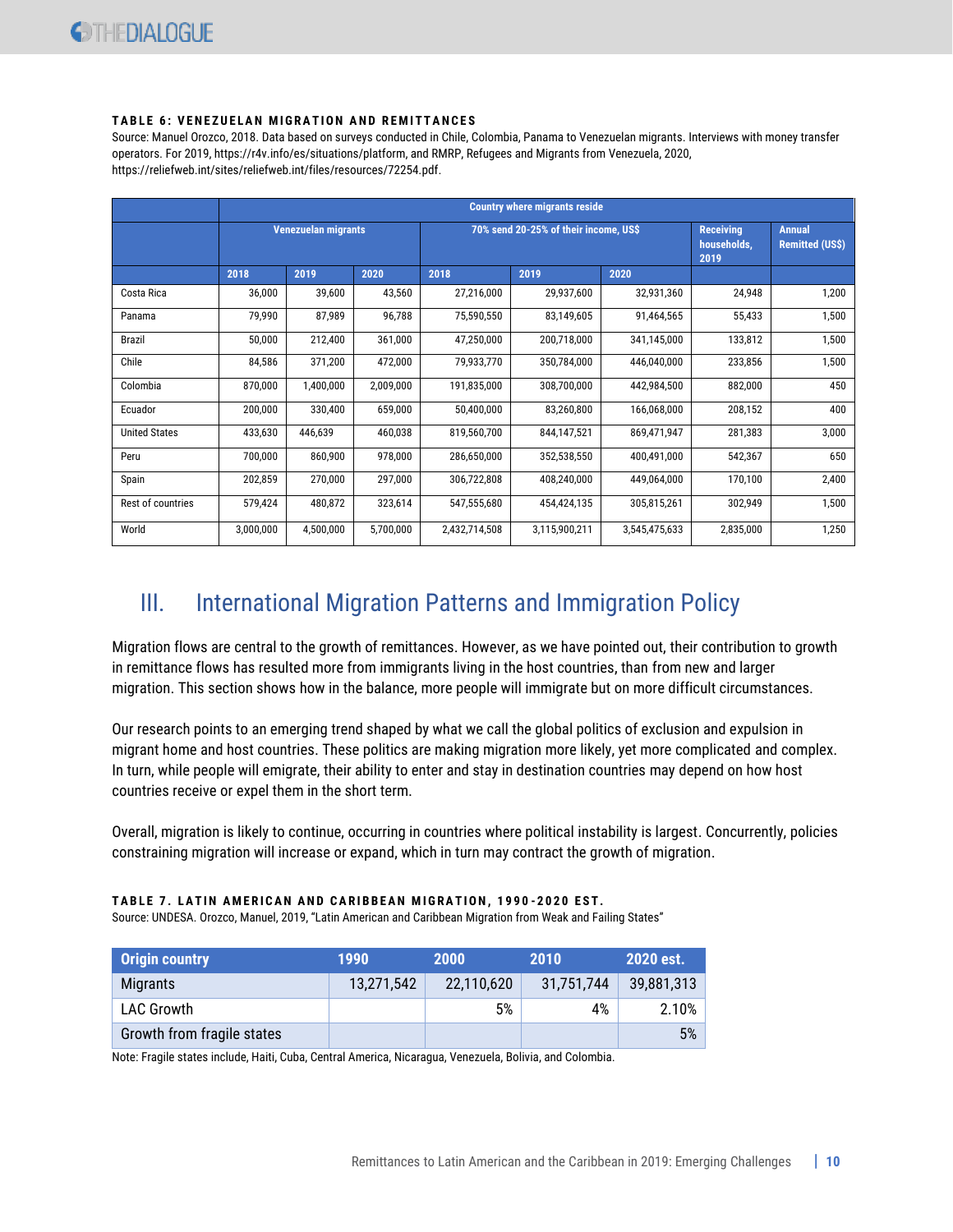**TABLE 6: VENEZUELAN MIGRATION AND REMITTANCES**

Source: Manuel Orozco, 2018. Data based on surveys conducted in Chile, Colombia, Panama to Venezuelan migrants. Interviews with money transfer operators. For 2019, https://r4v.info/es/situations/platform, and RMRP, Refugees and Migrants from Venezuela, 2020, https://reliefweb.int/sites/reliefweb.int/files/resources/72254.pdf.

| | Country where migrants reside | | | | | | | |
|---|---|---|---|---|---|---|---|---|
| | Venezuelan migrants | | | 70% send 20-25% of their income, US$ | | | Receiving households, 2019 | Annual Remitted (US$) |
| | 2018 | 2019 | 2020 | 2018 | 2019 | 2020 | | |
| Costa Rica | 36,000 | 39,600 | 43,560 | 27,216,000 | 29,937,600 | 32,931,360 | 24,948 | 1,200 |
| Panama | 79,990 | 87,989 | 96,788 | 75,590,550 | 83,149,605 | 91,464,565 | 55,433 | 1,500 |
| Brazil | 50,000 | 212,400 | 361,000 | 47,250,000 | 200,718,000 | 341,145,000 | 133,812 | 1,500 |
| Chile | 84,586 | 371,200 | 472,000 | 79,933,770 | 350,784,000 | 446,040,000 | 233,856 | 1,500 |
| Colombia | 870,000 | 1,400,000 | 2,009,000 | 191,835,000 | 308,700,000 | 442,984,500 | 882,000 | 450 |
| Ecuador | 200,000 | 330,400 | 659,000 | 50,400,000 | 83,260,800 | 166,068,000 | 208,152 | 400 |
| United States | 433,630 | 446,639 | 460,038 | 819,560,700 | 844,147,521 | 869,471,947 | 281,383 | 3,000 |
| Peru | 700,000 | 860,900 | 978,000 | 286,650,000 | 352,538,550 | 400,491,000 | 542,367 | 650 |
| Spain | 202,859 | 270,000 | 297,000 | 306,722,808 | 408,240,000 | 449,064,000 | 170,100 | 2,400 |
| Rest of countries | 579,424 | 480,872 | 323,614 | 547,555,680 | 454,424,135 | 305,815,261 | 302,949 | 1,500 |
| World | 3,000,000 | 4,500,000 | 5,700,000 | 2,432,714,508 | 3,115,900,211 | 3,545,475,633 | 2,835,000 | 1,250 |

# III. International Migration Patterns and Immigration Policy

Migration flows are central to the growth of remittances. However, as we have pointed out, their contribution to growth in remittance flows has resulted more from immigrants living in the host countries, than from new and larger migration. This section shows how in the balance, more people will immigrate but on more difficult circumstances.

Our research points to an emerging trend shaped by what we call the global politics of exclusion and expulsion in migrant home and host countries. These politics are making migration more likely, yet more complicated and complex. In turn, while people will emigrate, their ability to enter and stay in destination countries may depend on how host countries receive or expel them in the short term.

Overall, migration is likely to continue, occurring in countries where political instability is largest. Concurrently, policies constraining migration will increase or expand, which in turn may contract the growth of migration.

**TABLE 7. LATIN AMERICAN AND CARIBBEAN MIGRATION, 1990-2020 EST.**

Source: UNDESA. Orozco, Manuel, 2019, "Latin American and Caribbean Migration from Weak and Failing States"

| Origin country | 1990 | 2000 | 2010 | 2020 est. |
|---|---|---|---|---|
| Migrants | 13,271,542 | 22,110,620 | 31,751,744 | 39,881,313 |
| LAC Growth | | 5% | 4% | 2.10% |
| Growth from fragile states | | | | 5% |

Note: Fragile states include, Haiti, Cuba, Central America, Nicaragua, Venezuela, Bolivia, and Colombia.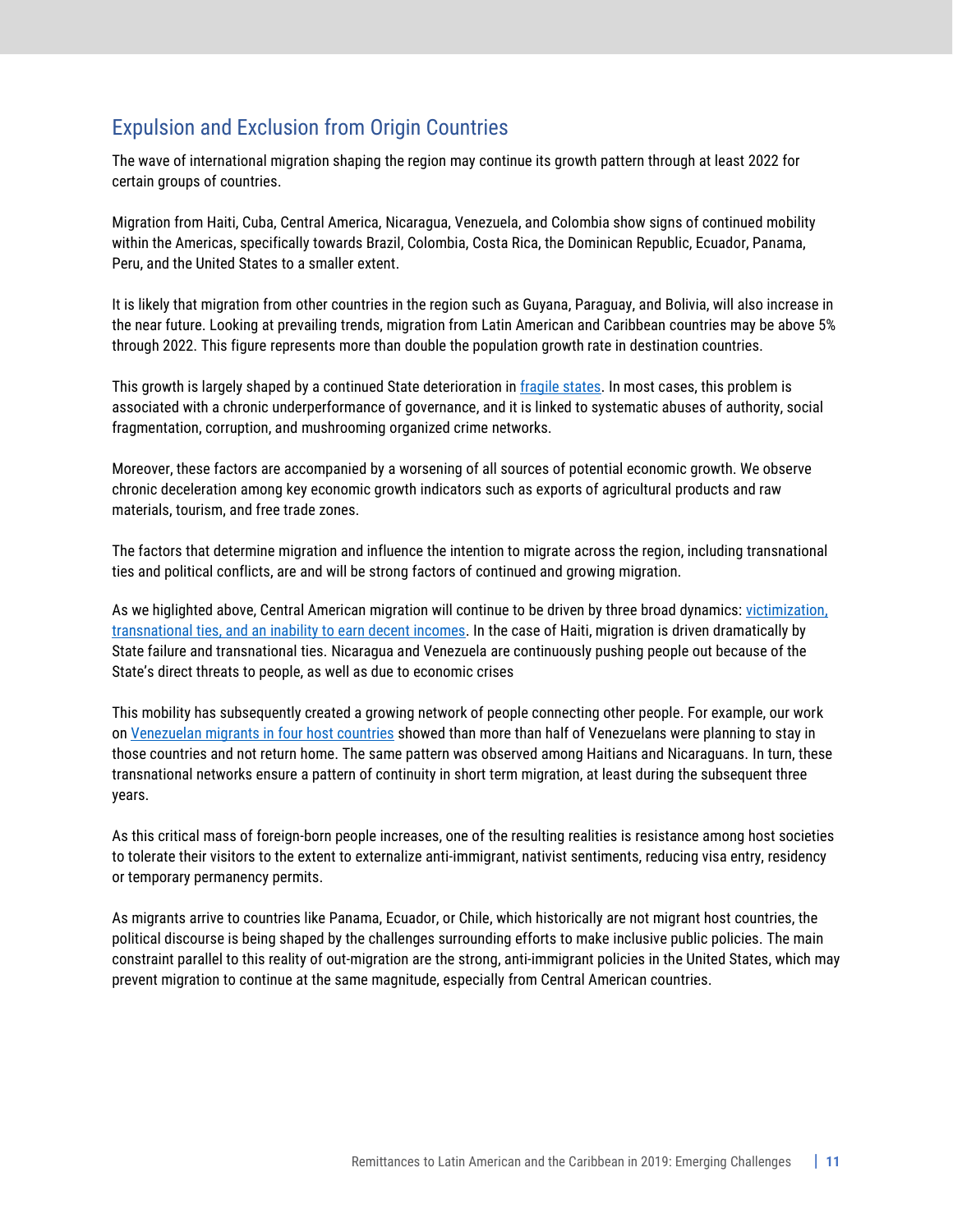## Expulsion and Exclusion from Origin Countries

The wave of international migration shaping the region may continue its growth pattern through at least 2022 for certain groups of countries.

Migration from Haiti, Cuba, Central America, Nicaragua, Venezuela, and Colombia show signs of continued mobility within the Americas, specifically towards Brazil, Colombia, Costa Rica, the Dominican Republic, Ecuador, Panama, Peru, and the United States to a smaller extent.

It is likely that migration from other countries in the region such as Guyana, Paraguay, and Bolivia, will also increase in the near future. Looking at prevailing trends, migration from Latin American and Caribbean countries may be above 5% through 2022. This figure represents more than double the population growth rate in destination countries.

This growth is largely shaped by a continued State deterioration in fragile states. In most cases, this problem is associated with a chronic underperformance of governance, and it is linked to systematic abuses of authority, social fragmentation, corruption, and mushrooming organized crime networks.

Moreover, these factors are accompanied by a worsening of all sources of potential economic growth. We observe chronic deceleration among key economic growth indicators such as exports of agricultural products and raw materials, tourism, and free trade zones.

The factors that determine migration and influence the intention to migrate across the region, including transnational ties and political conflicts, are and will be strong factors of continued and growing migration.

As we higlighted above, Central American migration will continue to be driven by three broad dynamics: victimization, transnational ties, and an inability to earn decent incomes. In the case of Haiti, migration is driven dramatically by State failure and transnational ties. Nicaragua and Venezuela are continuously pushing people out because of the State's direct threats to people, as well as due to economic crises

This mobility has subsequently created a growing network of people connecting other people. For example, our work on Venezuelan migrants in four host countries showed than more than half of Venezuelans were planning to stay in those countries and not return home. The same pattern was observed among Haitians and Nicaraguans. In turn, these transnational networks ensure a pattern of continuity in short term migration, at least during the subsequent three years.

As this critical mass of foreign-born people increases, one of the resulting realities is resistance among host societies to tolerate their visitors to the extent to externalize anti-immigrant, nativist sentiments, reducing visa entry, residency or temporary permanency permits.

As migrants arrive to countries like Panama, Ecuador, or Chile, which historically are not migrant host countries, the political discourse is being shaped by the challenges surrounding efforts to make inclusive public policies. The main constraint parallel to this reality of out-migration are the strong, anti-immigrant policies in the United States, which may prevent migration to continue at the same magnitude, especially from Central American countries.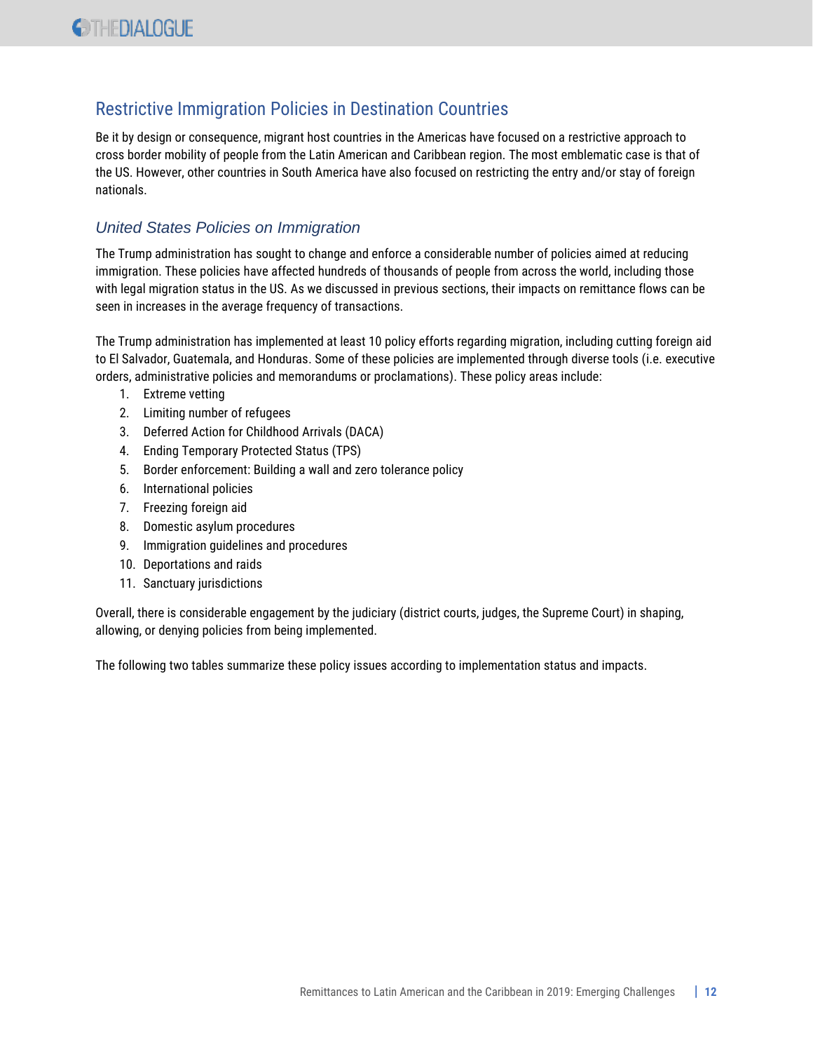## Restrictive Immigration Policies in Destination Countries

Be it by design or consequence, migrant host countries in the Americas have focused on a restrictive approach to cross border mobility of people from the Latin American and Caribbean region. The most emblematic case is that of the US. However, other countries in South America have also focused on restricting the entry and/or stay of foreign nationals.

### *United States Policies on Immigration*

The Trump administration has sought to change and enforce a considerable number of policies aimed at reducing immigration. These policies have affected hundreds of thousands of people from across the world, including those with legal migration status in the US. As we discussed in previous sections, their impacts on remittance flows can be seen in increases in the average frequency of transactions.

The Trump administration has implemented at least 10 policy efforts regarding migration, including cutting foreign aid to El Salvador, Guatemala, and Honduras. Some of these policies are implemented through diverse tools (i.e. executive orders, administrative policies and memorandums or proclamations). These policy areas include:

1. Extreme vetting
2. Limiting number of refugees
3. Deferred Action for Childhood Arrivals (DACA)
4. Ending Temporary Protected Status (TPS)
5. Border enforcement: Building a wall and zero tolerance policy
6. International policies
7. Freezing foreign aid
8. Domestic asylum procedures
9. Immigration guidelines and procedures
10. Deportations and raids
11. Sanctuary jurisdictions

Overall, there is considerable engagement by the judiciary (district courts, judges, the Supreme Court) in shaping, allowing, or denying policies from being implemented.

The following two tables summarize these policy issues according to implementation status and impacts.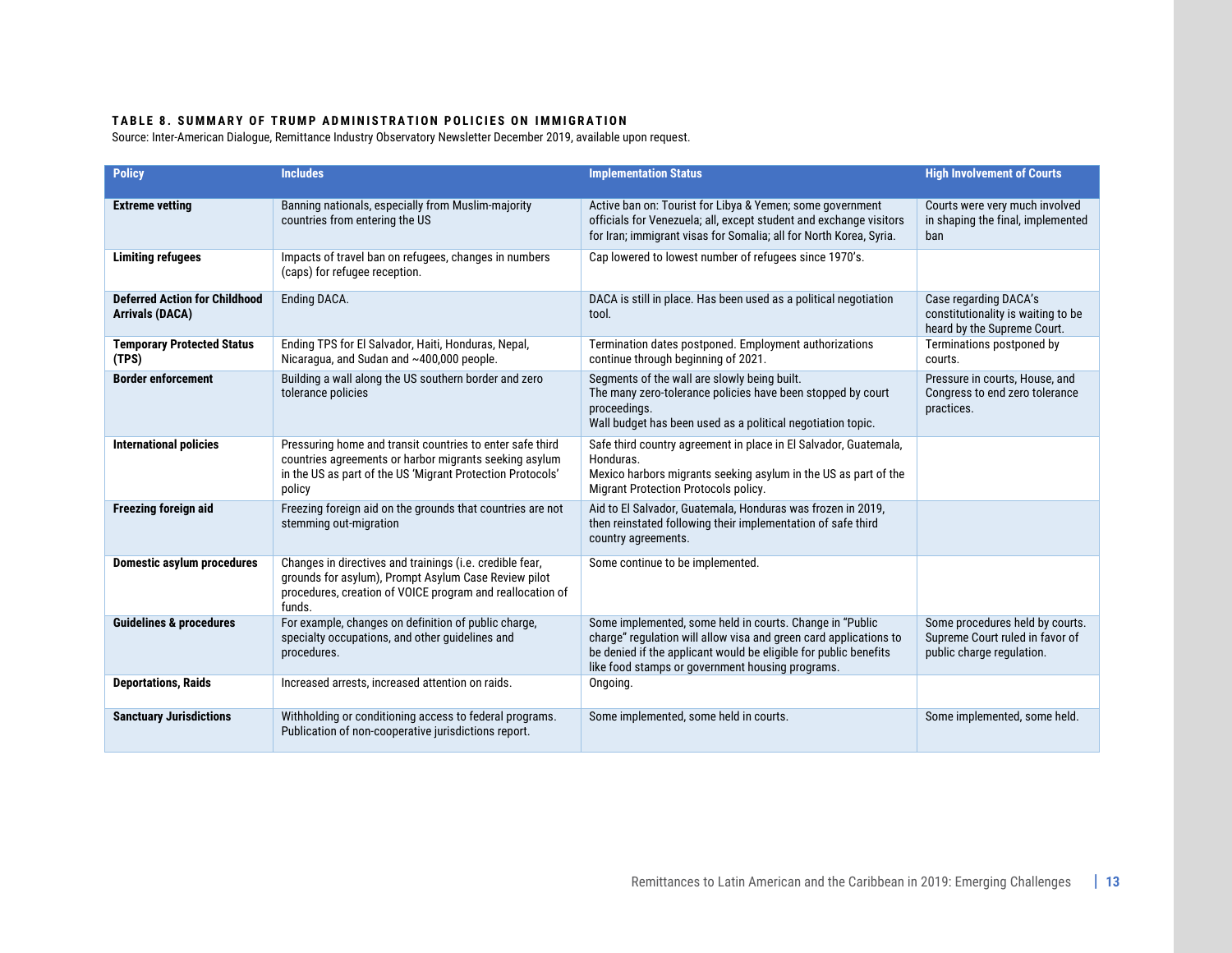**TABLE 8. SUMMARY OF TRUMP ADMINISTRATION POLICIES ON IMMIGRATION**

Source: Inter-American Dialogue, Remittance Industry Observatory Newsletter December 2019, available upon request.

| Policy | Includes | Implementation Status | High Involvement of Courts |
|---|---|---|---|
| **Extreme vetting** | Banning nationals, especially from Muslim-majority countries from entering the US | Active ban on: Tourist for Libya & Yemen; some government officials for Venezuela; all, except student and exchange visitors for Iran; immigrant visas for Somalia; all for North Korea, Syria. | Courts were very much involved in shaping the final, implemented ban |
| **Limiting refugees** | Impacts of travel ban on refugees, changes in numbers (caps) for refugee reception. | Cap lowered to lowest number of refugees since 1970's. | |
| **Deferred Action for Childhood Arrivals (DACA)** | Ending DACA. | DACA is still in place. Has been used as a political negotiation tool. | Case regarding DACA's constitutionality is waiting to be heard by the Supreme Court. |
| **Temporary Protected Status (TPS)** | Ending TPS for El Salvador, Haiti, Honduras, Nepal, Nicaragua, and Sudan and ~400,000 people. | Termination dates postponed. Employment authorizations continue through beginning of 2021. | Terminations postponed by courts. |
| **Border enforcement** | Building a wall along the US southern border and zero tolerance policies | Segments of the wall are slowly being built.<br>The many zero-tolerance policies have been stopped by court proceedings.<br>Wall budget has been used as a political negotiation topic. | Pressure in courts, House, and Congress to end zero tolerance practices. |
| **International policies** | Pressuring home and transit countries to enter safe third countries agreements or harbor migrants seeking asylum in the US as part of the US 'Migrant Protection Protocols' policy | Safe third country agreement in place in El Salvador, Guatemala, Honduras.<br>Mexico harbors migrants seeking asylum in the US as part of the Migrant Protection Protocols policy. | |
| **Freezing foreign aid** | Freezing foreign aid on the grounds that countries are not stemming out-migration | Aid to El Salvador, Guatemala, Honduras was frozen in 2019, then reinstated following their implementation of safe third country agreements. | |
| **Domestic asylum procedures** | Changes in directives and trainings (i.e. credible fear, grounds for asylum), Prompt Asylum Case Review pilot procedures, creation of VOICE program and reallocation of funds. | Some continue to be implemented. | |
| **Guidelines & procedures** | For example, changes on definition of public charge, specialty occupations, and other guidelines and procedures. | Some implemented, some held in courts. Change in "Public charge" regulation will allow visa and green card applications to be denied if the applicant would be eligible for public benefits like food stamps or government housing programs. | Some procedures held by courts. Supreme Court ruled in favor of public charge regulation. |
| **Deportations, Raids** | Increased arrests, increased attention on raids. | Ongoing. | |
| **Sanctuary Jurisdictions** | Withholding or conditioning access to federal programs. Publication of non-cooperative jurisdictions report. | Some implemented, some held in courts. | Some implemented, some held. |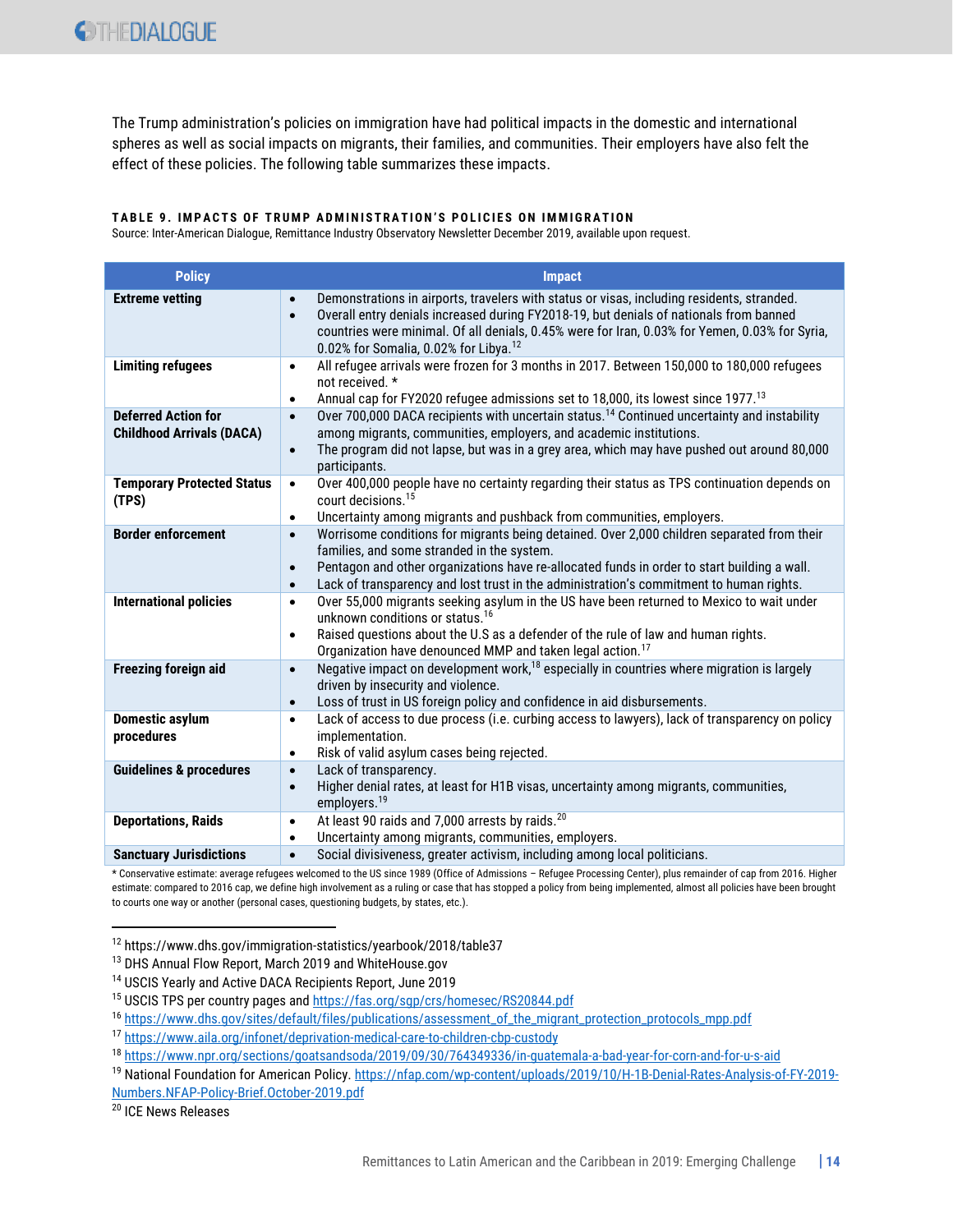The Trump administration's policies on immigration have had political impacts in the domestic and international spheres as well as social impacts on migrants, their families, and communities. Their employers have also felt the effect of these policies. The following table summarizes these impacts.

**TABLE 9. IMPACTS OF TRUMP ADMINISTRATION'S POLICIES ON IMMIGRATION**

Source: Inter-American Dialogue, Remittance Industry Observatory Newsletter December 2019, available upon request.

| Policy | Impact |
|---|---|
| **Extreme vetting** | • Demonstrations in airports, travelers with status or visas, including residents, stranded.<br>• Overall entry denials increased during FY2018-19, but denials of nationals from banned countries were minimal. Of all denials, 0.45% were for Iran, 0.03% for Yemen, 0.03% for Syria, 0.02% for Somalia, 0.02% for Libya.[12] |
| **Limiting refugees** | • All refugee arrivals were frozen for 3 months in 2017. Between 150,000 to 180,000 refugees not received. *<br>• Annual cap for FY2020 refugee admissions set to 18,000, its lowest since 1977.[13] |
| **Deferred Action for Childhood Arrivals (DACA)** | • Over 700,000 DACA recipients with uncertain status.[14] Continued uncertainty and instability among migrants, communities, employers, and academic institutions.<br>• The program did not lapse, but was in a grey area, which may have pushed out around 80,000 participants. |
| **Temporary Protected Status (TPS)** | • Over 400,000 people have no certainty regarding their status as TPS continuation depends on court decisions.[15]<br>• Uncertainty among migrants and pushback from communities, employers. |
| **Border enforcement** | • Worrisome conditions for migrants being detained. Over 2,000 children separated from their families, and some stranded in the system.<br>• Pentagon and other organizations have re-allocated funds in order to start building a wall.<br>• Lack of transparency and lost trust in the administration's commitment to human rights. |
| **International policies** | • Over 55,000 migrants seeking asylum in the US have been returned to Mexico to wait under unknown conditions or status.[16]<br>• Raised questions about the U.S as a defender of the rule of law and human rights. Organization have denounced MMP and taken legal action.[17] |
| **Freezing foreign aid** | • Negative impact on development work,[18] especially in countries where migration is largely driven by insecurity and violence.<br>• Loss of trust in US foreign policy and confidence in aid disbursements. |
| **Domestic asylum procedures** | • Lack of access to due process (i.e. curbing access to lawyers), lack of transparency on policy implementation.<br>• Risk of valid asylum cases being rejected. |
| **Guidelines & procedures** | • Lack of transparency.<br>• Higher denial rates, at least for H1B visas, uncertainty among migrants, communities, employers.[19] |
| **Deportations, Raids** | • At least 90 raids and 7,000 arrests by raids.[20]<br>• Uncertainty among migrants, communities, employers. |
| **Sanctuary Jurisdictions** | • Social divisiveness, greater activism, including among local politicians. |

* Conservative estimate: average refugees welcomed to the US since 1989 (Office of Admissions – Refugee Processing Center), plus remainder of cap from 2016. Higher estimate: compared to 2016 cap, we define high involvement as a ruling or case that has stopped a policy from being implemented, almost all policies have been brought to courts one way or another (personal cases, questioning budgets, by states, etc.).

[12] https://www.dhs.gov/immigration-statistics/yearbook/2018/table37

[13] DHS Annual Flow Report, March 2019 and WhiteHouse.gov

[14] USCIS Yearly and Active DACA Recipients Report, June 2019

[15] USCIS TPS per country pages and https://fas.org/sgp/crs/homesec/RS20844.pdf

[16] https://www.dhs.gov/sites/default/files/publications/assessment_of_the_migrant_protection_protocols_mpp.pdf

[17] https://www.aila.org/infonet/deprivation-medical-care-to-children-cbp-custody

[18] https://www.npr.org/sections/goatsandsoda/2019/09/30/764349336/in-guatemala-a-bad-year-for-corn-and-for-u-s-aid

[19] National Foundation for American Policy. https://nfap.com/wp-content/uploads/2019/10/H-1B-Denial-Rates-Analysis-of-FY-2019-Numbers.NFAP-Policy-Brief.October-2019.pdf

[20] ICE News Releases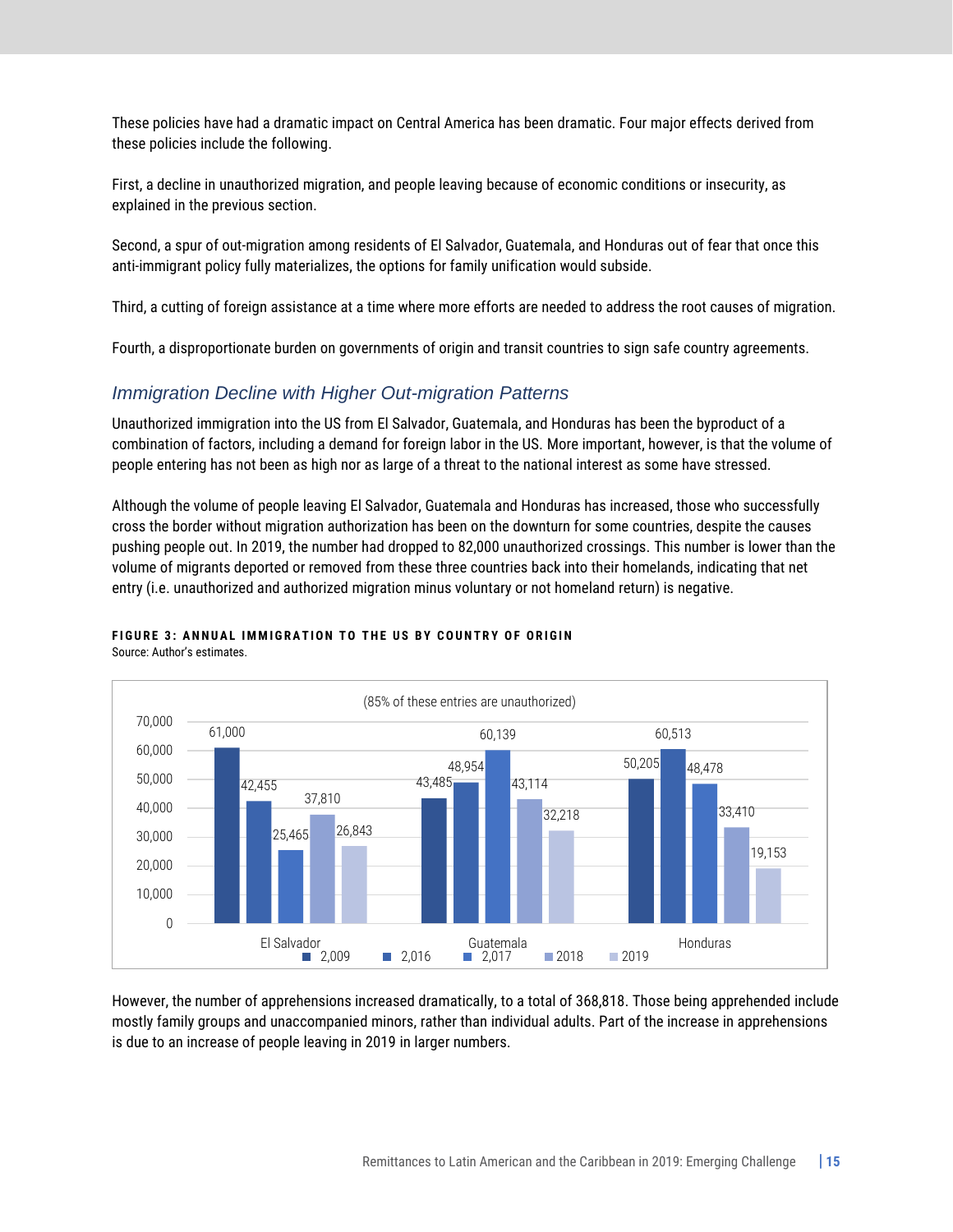These policies have had a dramatic impact on Central America has been dramatic. Four major effects derived from these policies include the following.

First, a decline in unauthorized migration, and people leaving because of economic conditions or insecurity, as explained in the previous section.

Second, a spur of out-migration among residents of El Salvador, Guatemala, and Honduras out of fear that once this anti-immigrant policy fully materializes, the options for family unification would subside.

Third, a cutting of foreign assistance at a time where more efforts are needed to address the root causes of migration.

Fourth, a disproportionate burden on governments of origin and transit countries to sign safe country agreements.

## *Immigration Decline with Higher Out-migration Patterns*

Unauthorized immigration into the US from El Salvador, Guatemala, and Honduras has been the byproduct of a combination of factors, including a demand for foreign labor in the US. More important, however, is that the volume of people entering has not been as high nor as large of a threat to the national interest as some have stressed.

Although the volume of people leaving El Salvador, Guatemala and Honduras has increased, those who successfully cross the border without migration authorization has been on the downturn for some countries, despite the causes pushing people out. In 2019, the number had dropped to 82,000 unauthorized crossings. This number is lower than the volume of migrants deported or removed from these three countries back into their homelands, indicating that net entry (i.e. unauthorized and authorized migration minus voluntary or not homeland return) is negative.

**FIGURE 3: ANNUAL IMMIGRATION TO THE US BY COUNTRY OF ORIGIN**
Source: Author's estimates.

(85% of these entries are unauthorized)

| | 2,009 | 2,016 | 2,017 | 2018 | 2019 |
|---|---|---|---|---|---|
| El Salvador | 61,000 | 42,455 | 25,465 | 37,810 | 26,843 |
| Guatemala | 43,485 | 48,954 | 60,139 | 43,114 | 32,218 |
| Honduras | 50,205 | 60,513 | 48,478 | 33,410 | 19,153 |

However, the number of apprehensions increased dramatically, to a total of 368,818. Those being apprehended include mostly family groups and unaccompanied minors, rather than individual adults. Part of the increase in apprehensions is due to an increase of people leaving in 2019 in larger numbers.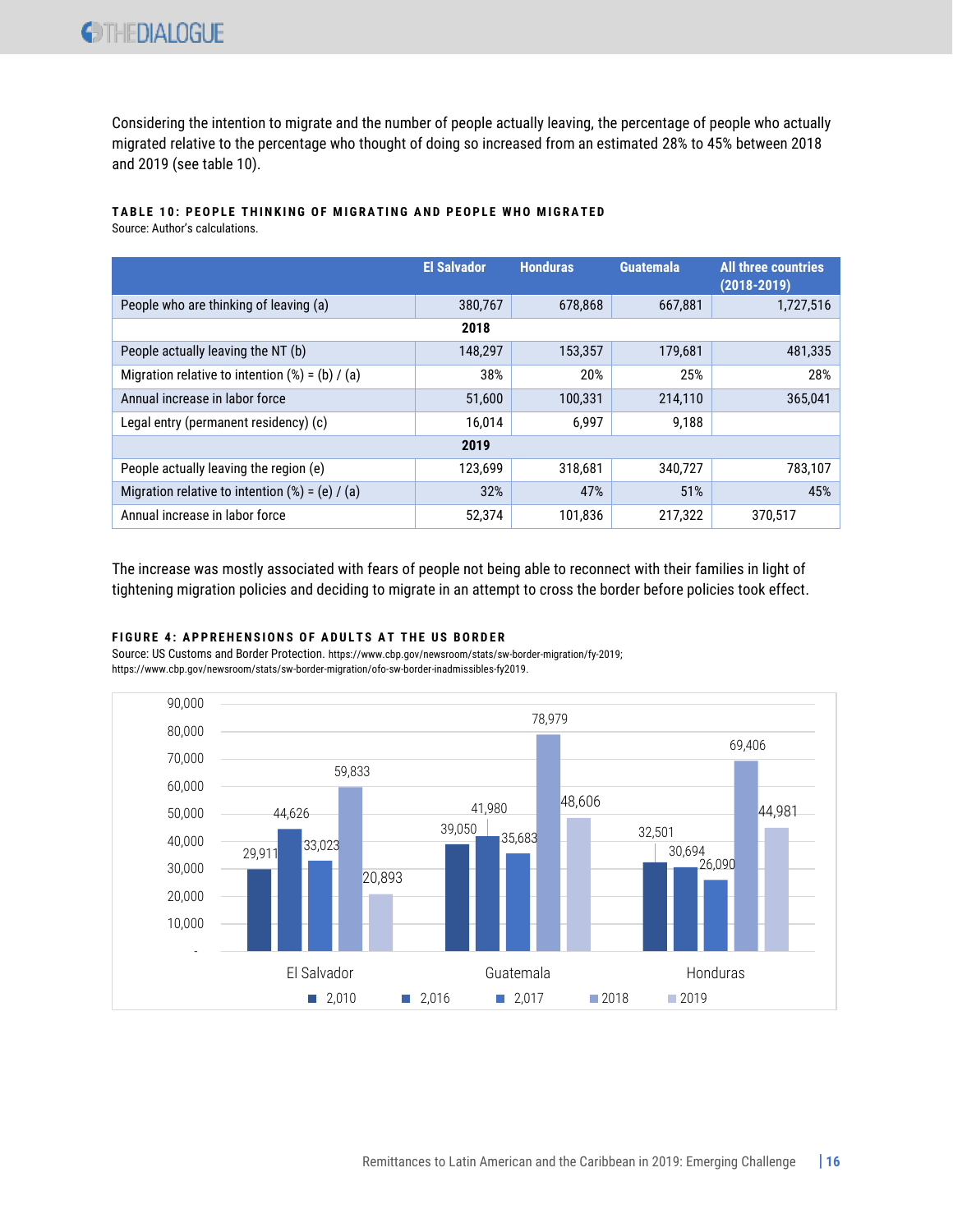Considering the intention to migrate and the number of people actually leaving, the percentage of people who actually migrated relative to the percentage who thought of doing so increased from an estimated 28% to 45% between 2018 and 2019 (see table 10).

**TABLE 10: PEOPLE THINKING OF MIGRATING AND PEOPLE WHO MIGRATED**
Source: Author's calculations.

| | El Salvador | Honduras | Guatemala | All three countries (2018-2019) |
|---|---|---|---|---|
| People who are thinking of leaving (a) | 380,767 | 678,868 | 667,881 | 1,727,516 |
| **2018** | | | | |
| People actually leaving the NT (b) | 148,297 | 153,357 | 179,681 | 481,335 |
| Migration relative to intention (%) = (b) / (a) | 38% | 20% | 25% | 28% |
| Annual increase in labor force | 51,600 | 100,331 | 214,110 | 365,041 |
| Legal entry (permanent residency) (c) | 16,014 | 6,997 | 9,188 | |
| **2019** | | | | |
| People actually leaving the region (e) | 123,699 | 318,681 | 340,727 | 783,107 |
| Migration relative to intention (%) = (e) / (a) | 32% | 47% | 51% | 45% |
| Annual increase in labor force | 52,374 | 101,836 | 217,322 | 370,517 |

The increase was mostly associated with fears of people not being able to reconnect with their families in light of tightening migration policies and deciding to migrate in an attempt to cross the border before policies took effect.

**FIGURE 4: APPREHENSIONS OF ADULTS AT THE US BORDER**
Source: US Customs and Border Protection. https://www.cbp.gov/newsroom/stats/sw-border-migration/fy-2019; https://www.cbp.gov/newsroom/stats/sw-border-migration/ofo-sw-border-inadmissibles-fy2019.

| | 2,010 | 2,016 | 2,017 | 2018 | 2019 |
|---|---|---|---|---|---|
| El Salvador | 29,911 | 44,626 | 33,023 | 59,833 | 20,893 |
| Guatemala | 39,050 | 41,980 | 35,683 | 78,979 | 48,606 |
| Honduras | 32,501 | 30,694 | 26,090 | 69,406 | 44,981 |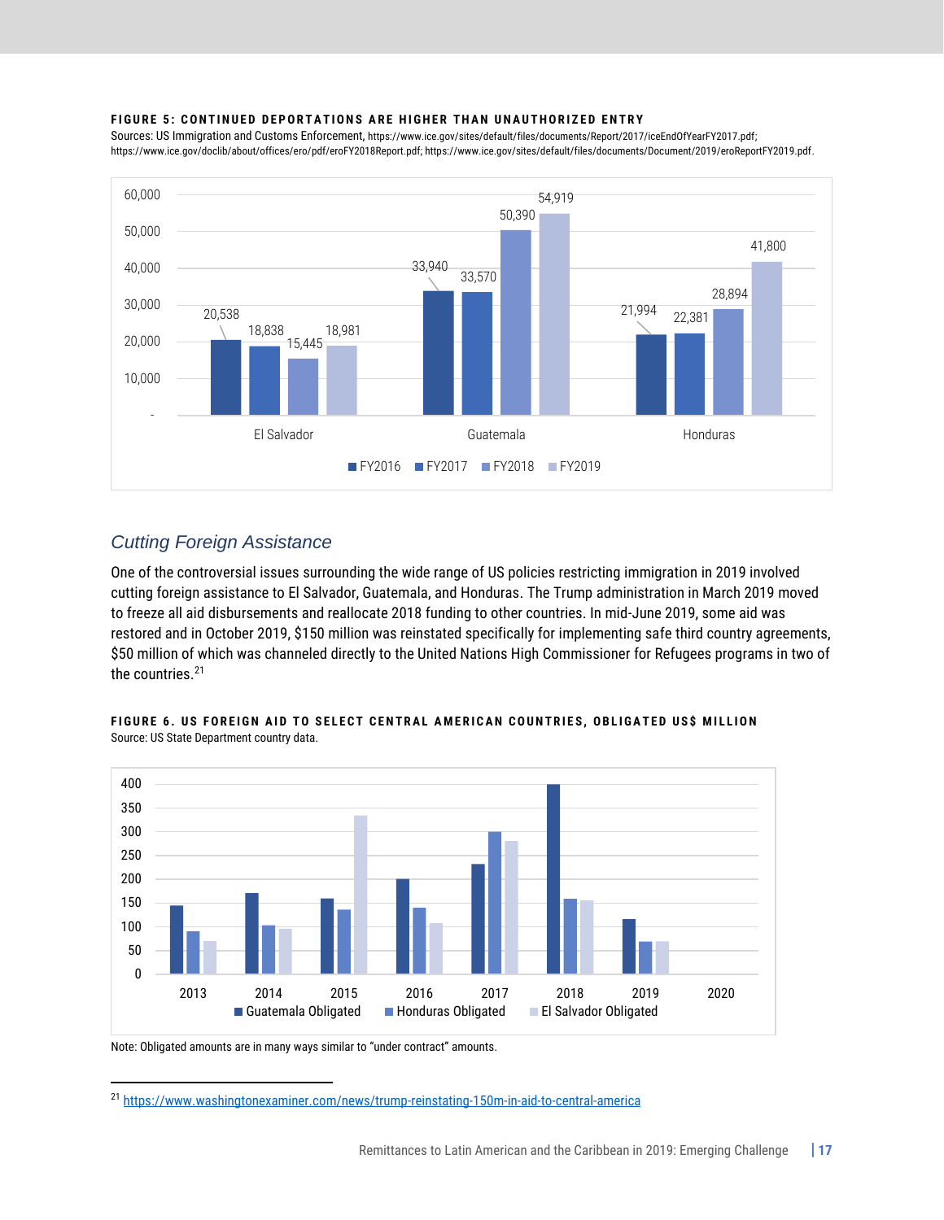**FIGURE 5: CONTINUED DEPORTATIONS ARE HIGHER THAN UNAUTHORIZED ENTRY**

Sources: US Immigration and Customs Enforcement, https://www.ice.gov/sites/default/files/documents/Report/2017/iceEndOfYearFY2017.pdf; https://www.ice.gov/doclib/about/offices/ero/pdf/eroFY2018Report.pdf; https://www.ice.gov/sites/default/files/documents/Document/2019/eroReportFY2019.pdf.

| | FY2016 | FY2017 | FY2018 | FY2019 |
|---|---|---|---|---|
| El Salvador | 20,538 | 18,838 | 15,445 | 18,981 |
| Guatemala | 33,940 | 33,570 | 50,390 | 54,919 |
| Honduras | 21,994 | 22,381 | 28,894 | 41,800 |

## *Cutting Foreign Assistance*

One of the controversial issues surrounding the wide range of US policies restricting immigration in 2019 involved cutting foreign assistance to El Salvador, Guatemala, and Honduras. The Trump administration in March 2019 moved to freeze all aid disbursements and reallocate 2018 funding to other countries. In mid-June 2019, some aid was restored and in October 2019, $150 million was reinstated specifically for implementing safe third country agreements, $50 million of which was channeled directly to the United Nations High Commissioner for Refugees programs in two of the countries.[21]

**FIGURE 6. US FOREIGN AID TO SELECT CENTRAL AMERICAN COUNTRIES, OBLIGATED US$ MILLION**

Source: US State Department country data.

Legend: Guatemala Obligated, Honduras Obligated, El Salvador Obligated. Years: 2013, 2014, 2015, 2016, 2017, 2018, 2019, 2020. Y-axis: 0–400.

Note: Obligated amounts are in many ways similar to "under contract" amounts.

[21] https://www.washingtonexaminer.com/news/trump-reinstating-150m-in-aid-to-central-america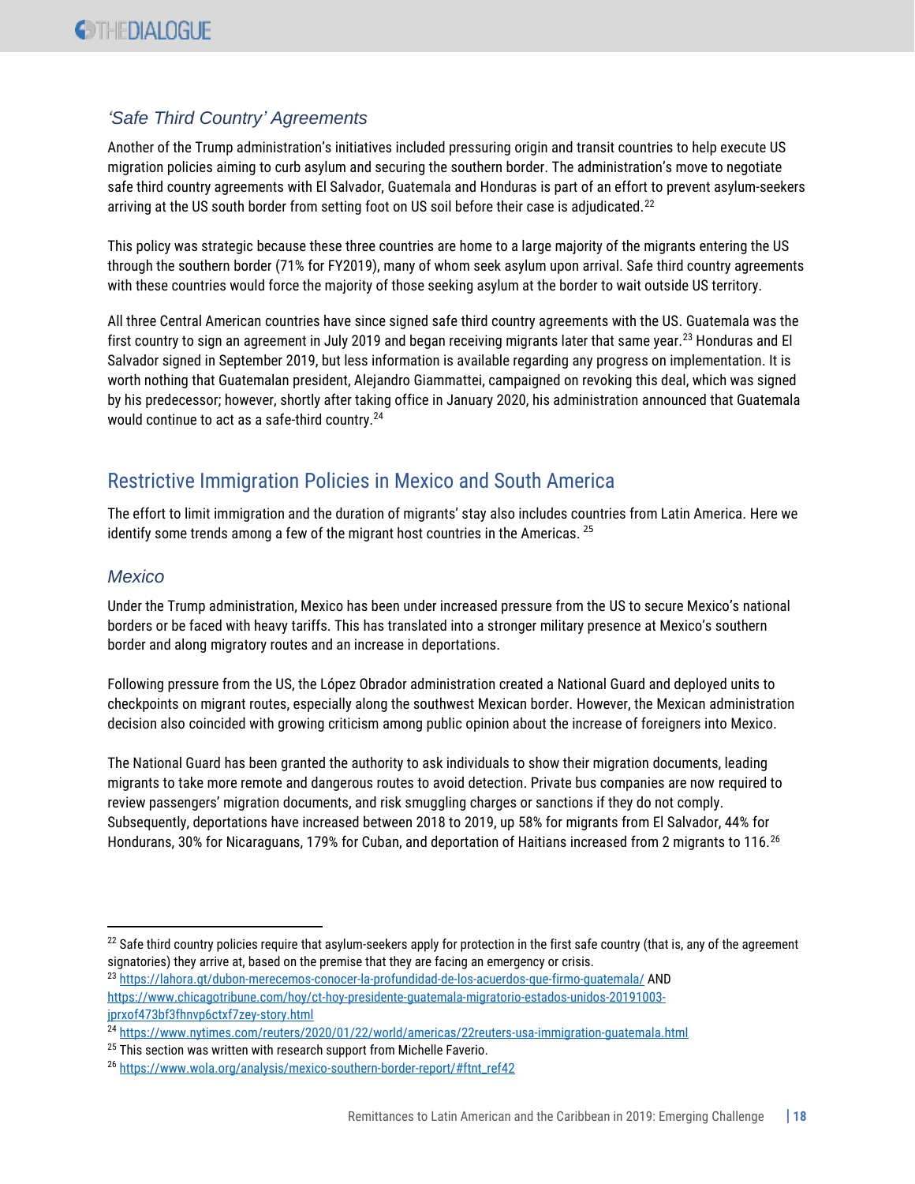### *'Safe Third Country' Agreements*

Another of the Trump administration's initiatives included pressuring origin and transit countries to help execute US migration policies aiming to curb asylum and securing the southern border. The administration's move to negotiate safe third country agreements with El Salvador, Guatemala and Honduras is part of an effort to prevent asylum-seekers arriving at the US south border from setting foot on US soil before their case is adjudicated.[22]

This policy was strategic because these three countries are home to a large majority of the migrants entering the US through the southern border (71% for FY2019), many of whom seek asylum upon arrival. Safe third country agreements with these countries would force the majority of those seeking asylum at the border to wait outside US territory.

All three Central American countries have since signed safe third country agreements with the US. Guatemala was the first country to sign an agreement in July 2019 and began receiving migrants later that same year.[23] Honduras and El Salvador signed in September 2019, but less information is available regarding any progress on implementation. It is worth nothing that Guatemalan president, Alejandro Giammattei, campaigned on revoking this deal, which was signed by his predecessor; however, shortly after taking office in January 2020, his administration announced that Guatemala would continue to act as a safe-third country.[24]

## Restrictive Immigration Policies in Mexico and South America

The effort to limit immigration and the duration of migrants' stay also includes countries from Latin America. Here we identify some trends among a few of the migrant host countries in the Americas. [25]

### *Mexico*

Under the Trump administration, Mexico has been under increased pressure from the US to secure Mexico's national borders or be faced with heavy tariffs. This has translated into a stronger military presence at Mexico's southern border and along migratory routes and an increase in deportations.

Following pressure from the US, the López Obrador administration created a National Guard and deployed units to checkpoints on migrant routes, especially along the southwest Mexican border. However, the Mexican administration decision also coincided with growing criticism among public opinion about the increase of foreigners into Mexico.

The National Guard has been granted the authority to ask individuals to show their migration documents, leading migrants to take more remote and dangerous routes to avoid detection. Private bus companies are now required to review passengers' migration documents, and risk smuggling charges or sanctions if they do not comply. Subsequently, deportations have increased between 2018 to 2019, up 58% for migrants from El Salvador, 44% for Hondurans, 30% for Nicaraguans, 179% for Cuban, and deportation of Haitians increased from 2 migrants to 116.[26]

---

[22] Safe third country policies require that asylum-seekers apply for protection in the first safe country (that is, any of the agreement signatories) they arrive at, based on the premise that they are facing an emergency or crisis.

[23] https://lahora.gt/dubon-merecemos-conocer-la-profundidad-de-los-acuerdos-que-firmo-guatemala/ AND https://www.chicagotribune.com/hoy/ct-hoy-presidente-guatemala-migratorio-estados-unidos-20191003-jprxof473bf3fhnvp6ctxf7zey-story.html

[24] https://www.nytimes.com/reuters/2020/01/22/world/americas/22reuters-usa-immigration-guatemala.html

[25] This section was written with research support from Michelle Faverio.

[26] https://www.wola.org/analysis/mexico-southern-border-report/#ftnt_ref42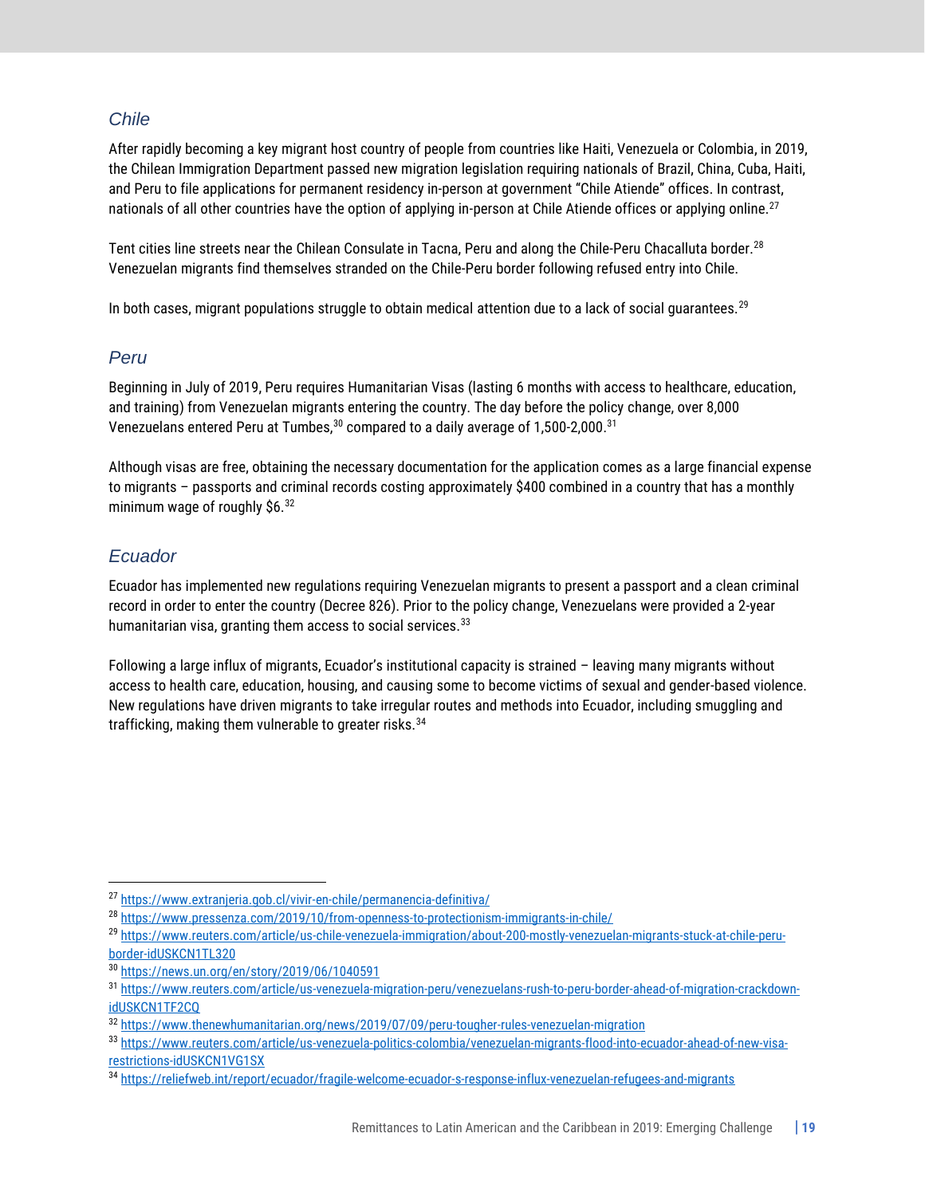### *Chile*

After rapidly becoming a key migrant host country of people from countries like Haiti, Venezuela or Colombia, in 2019, the Chilean Immigration Department passed new migration legislation requiring nationals of Brazil, China, Cuba, Haiti, and Peru to file applications for permanent residency in-person at government "Chile Atiende" offices. In contrast, nationals of all other countries have the option of applying in-person at Chile Atiende offices or applying online.[27]

Tent cities line streets near the Chilean Consulate in Tacna, Peru and along the Chile-Peru Chacalluta border.[28] Venezuelan migrants find themselves stranded on the Chile-Peru border following refused entry into Chile.

In both cases, migrant populations struggle to obtain medical attention due to a lack of social guarantees.[29]

### *Peru*

Beginning in July of 2019, Peru requires Humanitarian Visas (lasting 6 months with access to healthcare, education, and training) from Venezuelan migrants entering the country. The day before the policy change, over 8,000 Venezuelans entered Peru at Tumbes,[30] compared to a daily average of 1,500-2,000.[31]

Although visas are free, obtaining the necessary documentation for the application comes as a large financial expense to migrants – passports and criminal records costing approximately $400 combined in a country that has a monthly minimum wage of roughly $6.[32]

### *Ecuador*

Ecuador has implemented new regulations requiring Venezuelan migrants to present a passport and a clean criminal record in order to enter the country (Decree 826). Prior to the policy change, Venezuelans were provided a 2-year humanitarian visa, granting them access to social services.[33]

Following a large influx of migrants, Ecuador's institutional capacity is strained – leaving many migrants without access to health care, education, housing, and causing some to become victims of sexual and gender-based violence. New regulations have driven migrants to take irregular routes and methods into Ecuador, including smuggling and trafficking, making them vulnerable to greater risks.[34]

---

[27] https://www.extranjeria.gob.cl/vivir-en-chile/permanencia-definitiva/

[28] https://www.pressenza.com/2019/10/from-openness-to-protectionism-immigrants-in-chile/

[29] https://www.reuters.com/article/us-chile-venezuela-immigration/about-200-mostly-venezuelan-migrants-stuck-at-chile-peru-border-idUSKCN1TL320

[30] https://news.un.org/en/story/2019/06/1040591

[31] https://www.reuters.com/article/us-venezuela-migration-peru/venezuelans-rush-to-peru-border-ahead-of-migration-crackdown-idUSKCN1TF2CQ

[32] https://www.thenewhumanitarian.org/news/2019/07/09/peru-tougher-rules-venezuelan-migration

[33] https://www.reuters.com/article/us-venezuela-politics-colombia/venezuelan-migrants-flood-into-ecuador-ahead-of-new-visa-restrictions-idUSKCN1VG1SX

[34] https://reliefweb.int/report/ecuador/fragile-welcome-ecuador-s-response-influx-venezuelan-refugees-and-migrants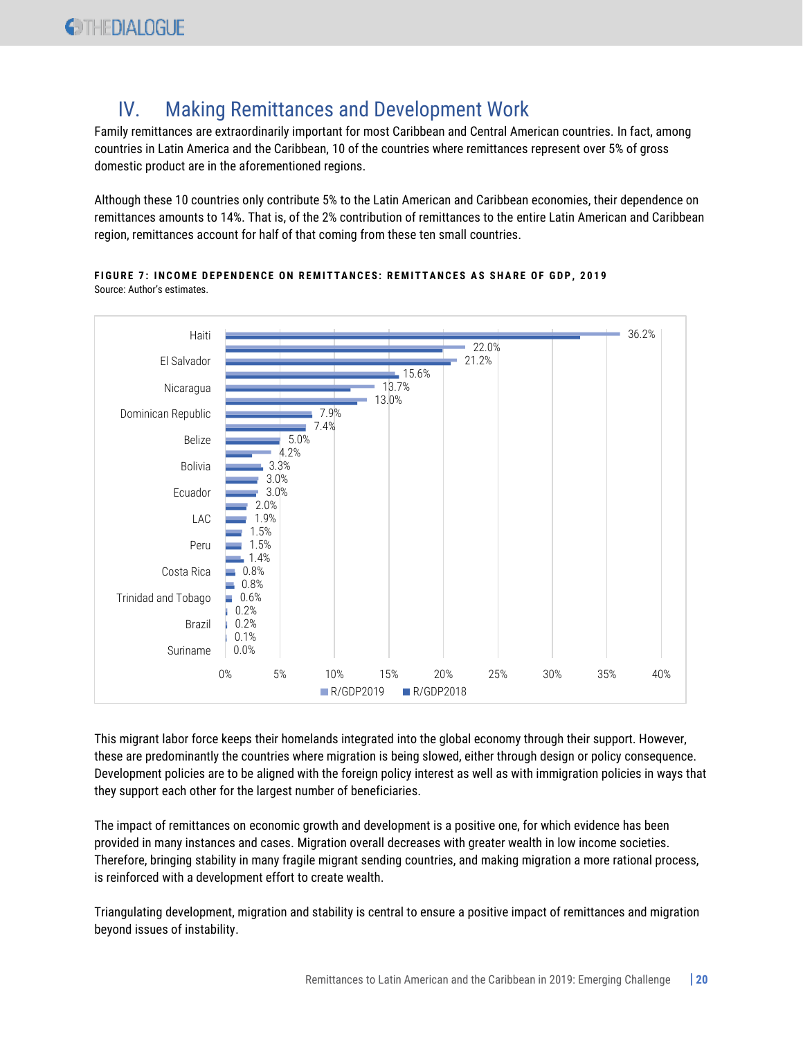## IV. Making Remittances and Development Work

Family remittances are extraordinarily important for most Caribbean and Central American countries. In fact, among countries in Latin America and the Caribbean, 10 of the countries where remittances represent over 5% of gross domestic product are in the aforementioned regions.

Although these 10 countries only contribute 5% to the Latin American and Caribbean economies, their dependence on remittances amounts to 14%. That is, of the 2% contribution of remittances to the entire Latin American and Caribbean region, remittances account for half of that coming from these ten small countries.

**FIGURE 7: INCOME DEPENDENCE ON REMITTANCES: REMITTANCES AS SHARE OF GDP, 2019**
Source: Author's estimates.

| Country | R/GDP2019 |
|---|---|
| Haiti | 36.2% |
| | 22.0% |
| El Salvador | 21.2% |
| | 15.6% |
| Nicaragua | 13.7% |
| | 13.0% |
| Dominican Republic | 7.9% |
| | 7.4% |
| Belize | 5.0% |
| | 4.2% |
| Bolivia | 3.3% |
| | 3.0% |
| Ecuador | 3.0% |
| | 2.0% |
| LAC | 1.9% |
| | 1.5% |
| Peru | 1.5% |
| | 1.4% |
| Costa Rica | 0.8% |
| | 0.8% |
| Trinidad and Tobago | 0.6% |
| | 0.2% |
| Brazil | 0.2% |
| | 0.1% |
| Suriname | 0.0% |

Legend: R/GDP2019, R/GDP2018

This migrant labor force keeps their homelands integrated into the global economy through their support. However, these are predominantly the countries where migration is being slowed, either through design or policy consequence. Development policies are to be aligned with the foreign policy interest as well as with immigration policies in ways that they support each other for the largest number of beneficiaries.

The impact of remittances on economic growth and development is a positive one, for which evidence has been provided in many instances and cases. Migration overall decreases with greater wealth in low income societies. Therefore, bringing stability in many fragile migrant sending countries, and making migration a more rational process, is reinforced with a development effort to create wealth.

Triangulating development, migration and stability is central to ensure a positive impact of remittances and migration beyond issues of instability.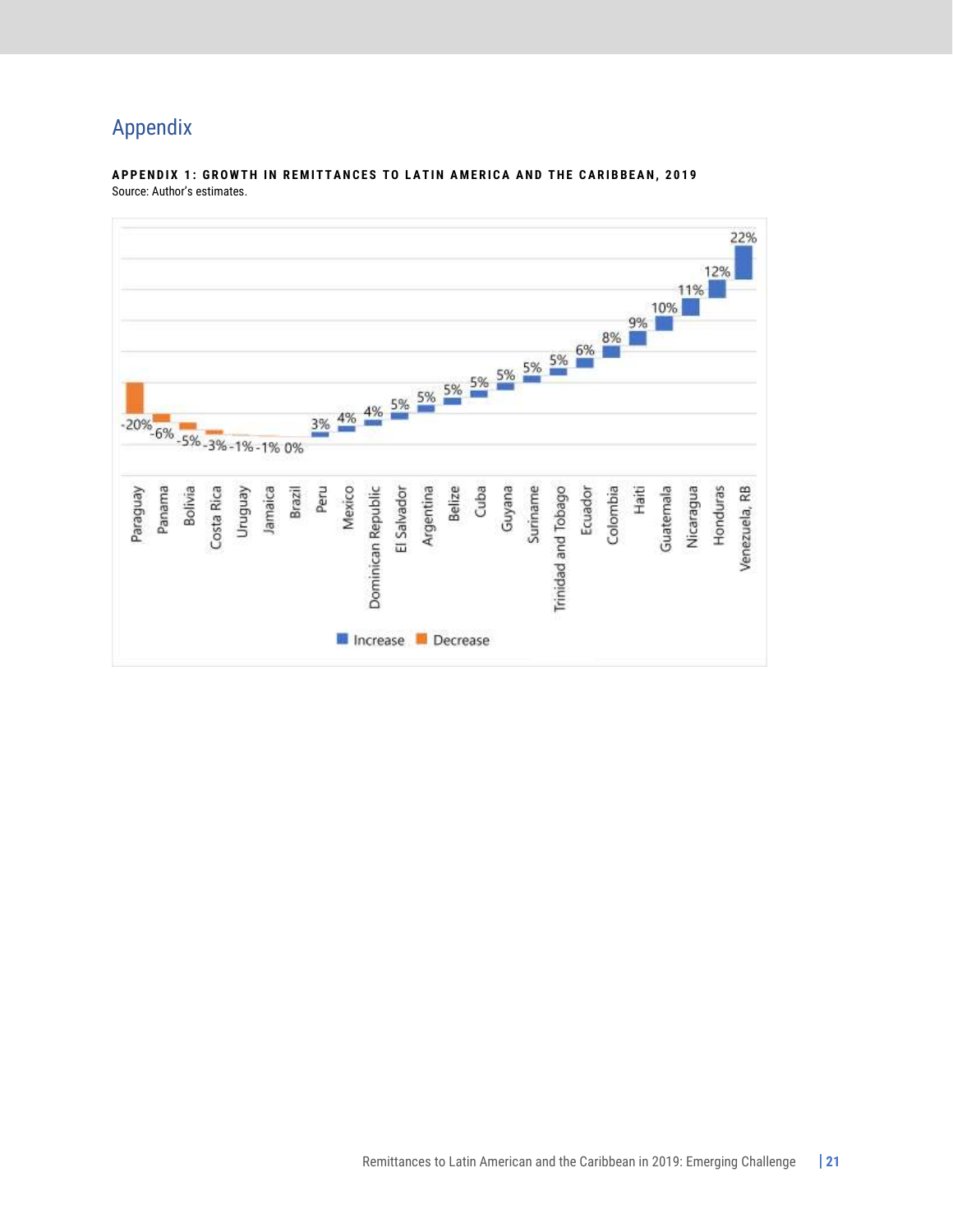# Appendix

**APPENDIX 1: GROWTH IN REMITTANCES TO LATIN AMERICA AND THE CARIBBEAN, 2019**

Source: Author's estimates.

| Country | Growth |
|---|---|
| Paraguay | -20% |
| Panama | -6% |
| Bolivia | -5% |
| Costa Rica | -3% |
| Uruguay | -1% |
| Jamaica | -1% |
| Brazil | 0% |
| Peru | 3% |
| Mexico | 4% |
| Dominican Republic | 4% |
| El Salvador | 5% |
| Argentina | 5% |
| Belize | 5% |
| Cuba | 5% |
| Guyana | 5% |
| Suriname | 5% |
| Trinidad and Tobago | 5% |
| Ecuador | 6% |
| Colombia | 8% |
| Haiti | 9% |
| Guatemala | 10% |
| Nicaragua | 11% |
| Honduras | 12% |
| Venezuela, RB | 22% |

Increase / Decrease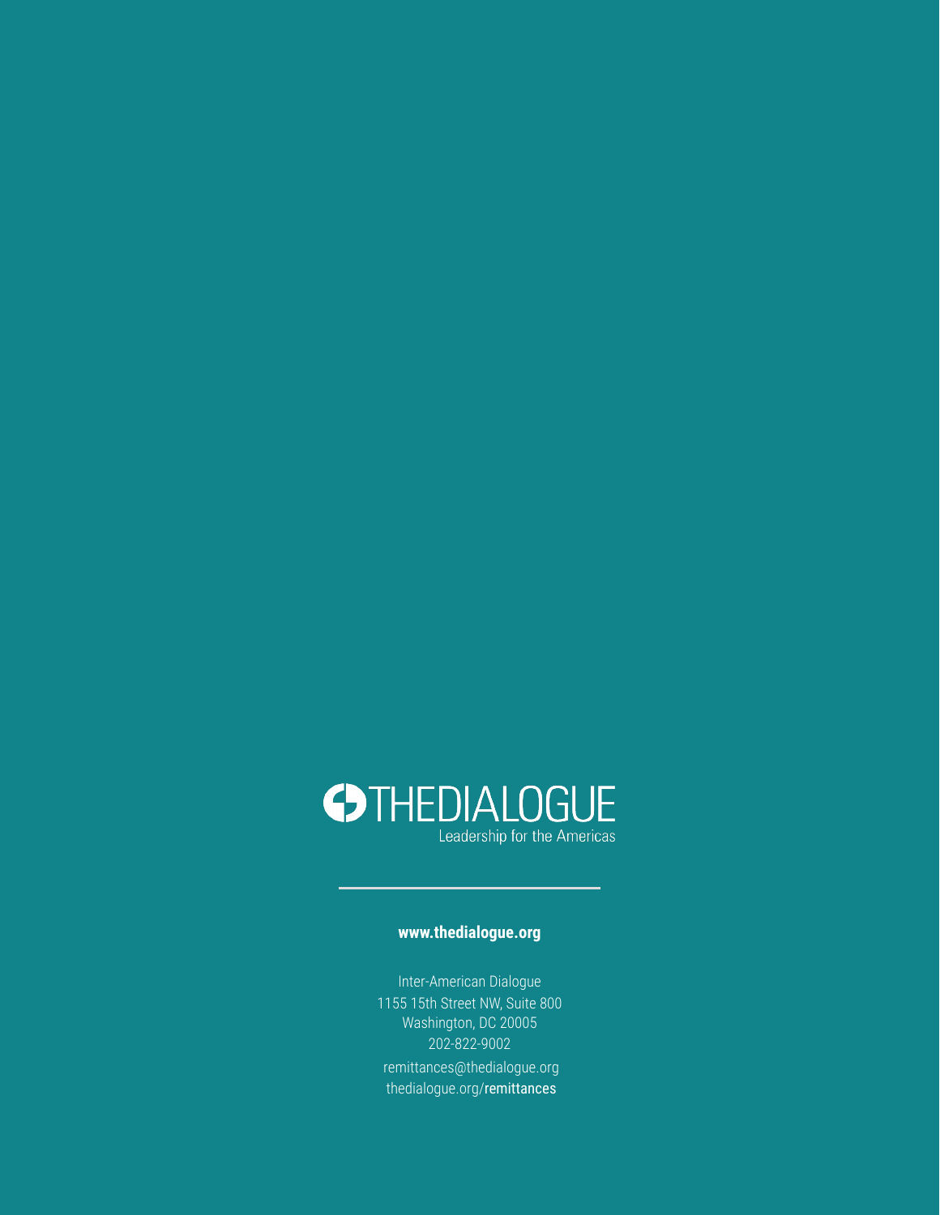THEDIALOGUE
Leadership for the Americas

**www.thedialogue.org**

Inter-American Dialogue
1155 15th Street NW, Suite 800
Washington, DC 20005
202-822-9002
remittances@thedialogue.org
thedialogue.org/remittances